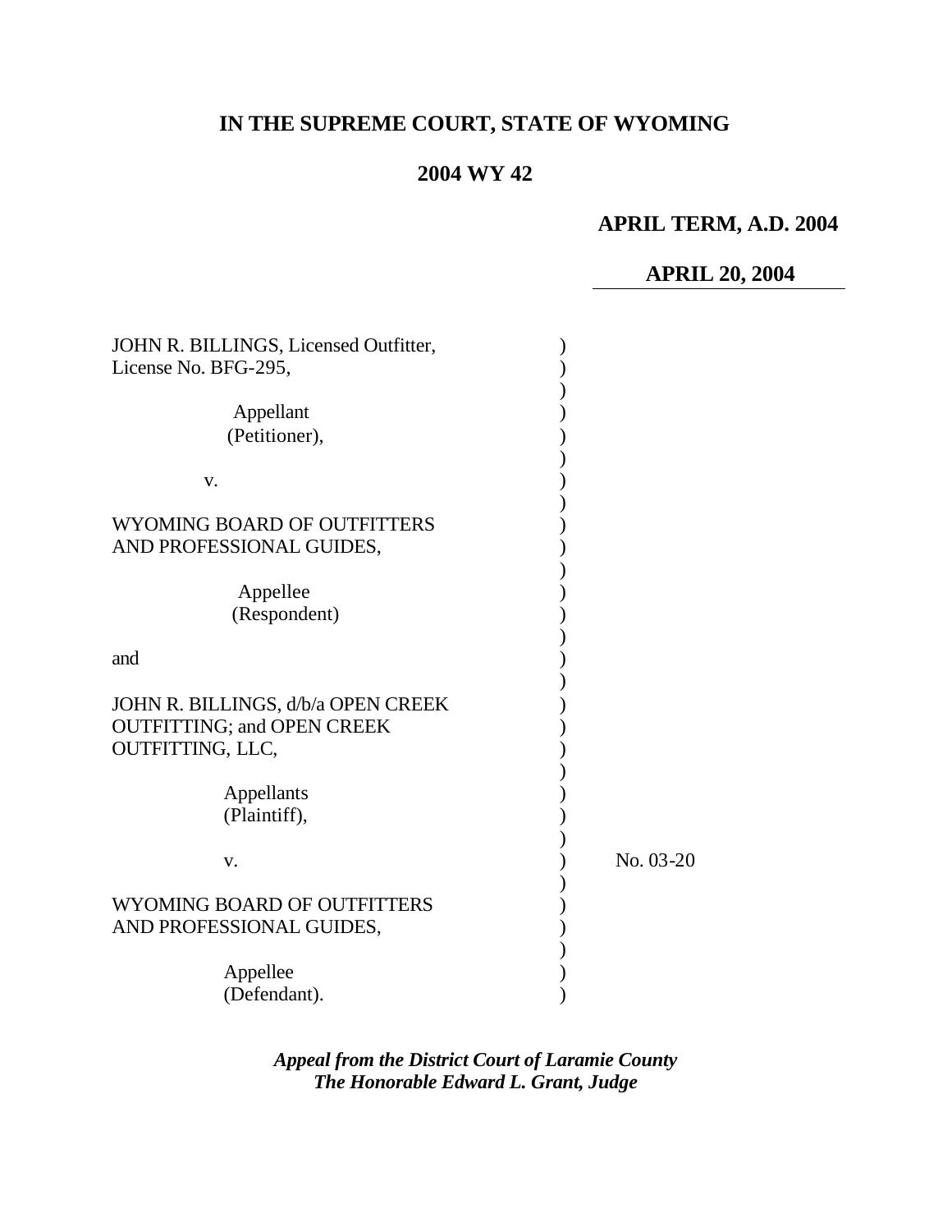# IN THE SUPREME COURT, STATE OF WYOMING

## 2004 WY 42

**APRIL TERM, A.D. 2004**

**APRIL 20, 2004**

JOHN R. BILLINGS, Licensed Outfitter, License No. BFG-295,

Appellant (Petitioner),

v.

WYOMING BOARD OF OUTFITTERS AND PROFESSIONAL GUIDES,

Appellee (Respondent)

and

JOHN R. BILLINGS, d/b/a OPEN CREEK OUTFITTING; and OPEN CREEK OUTFITTING, LLC,

Appellants (Plaintiff),

v.

WYOMING BOARD OF OUTFITTERS AND PROFESSIONAL GUIDES,

Appellee (Defendant).

No. 03-20

***Appeal from the District Court of Laramie County***
***The Honorable Edward L. Grant, Judge***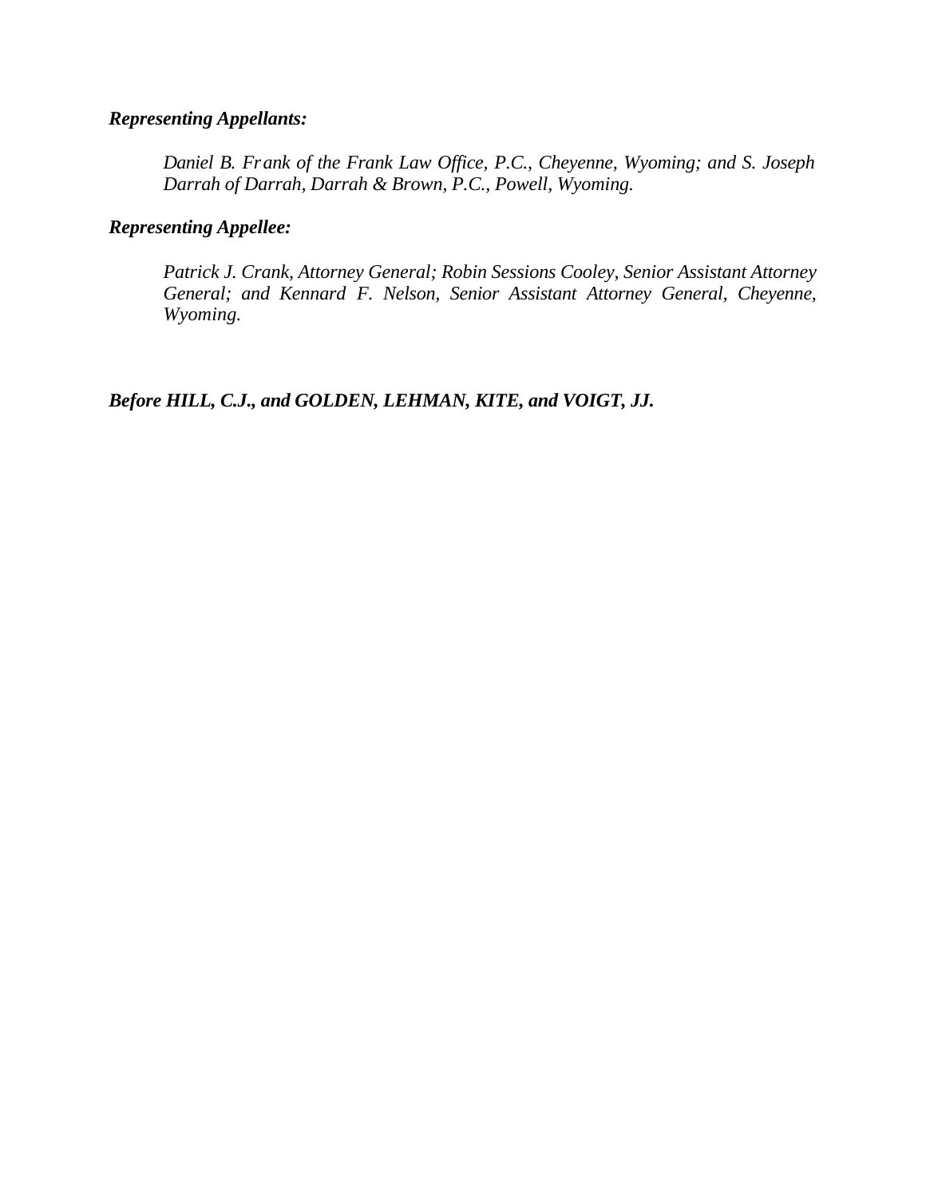***Representing Appellants:***

*Daniel B. Frank of the Frank Law Office, P.C., Cheyenne, Wyoming; and S. Joseph Darrah of Darrah, Darrah & Brown, P.C., Powell, Wyoming.*

***Representing Appellee:***

*Patrick J. Crank, Attorney General; Robin Sessions Cooley, Senior Assistant Attorney General; and Kennard F. Nelson, Senior Assistant Attorney General, Cheyenne, Wyoming.*

***Before HILL, C.J., and GOLDEN, LEHMAN, KITE, and VOIGT, JJ.***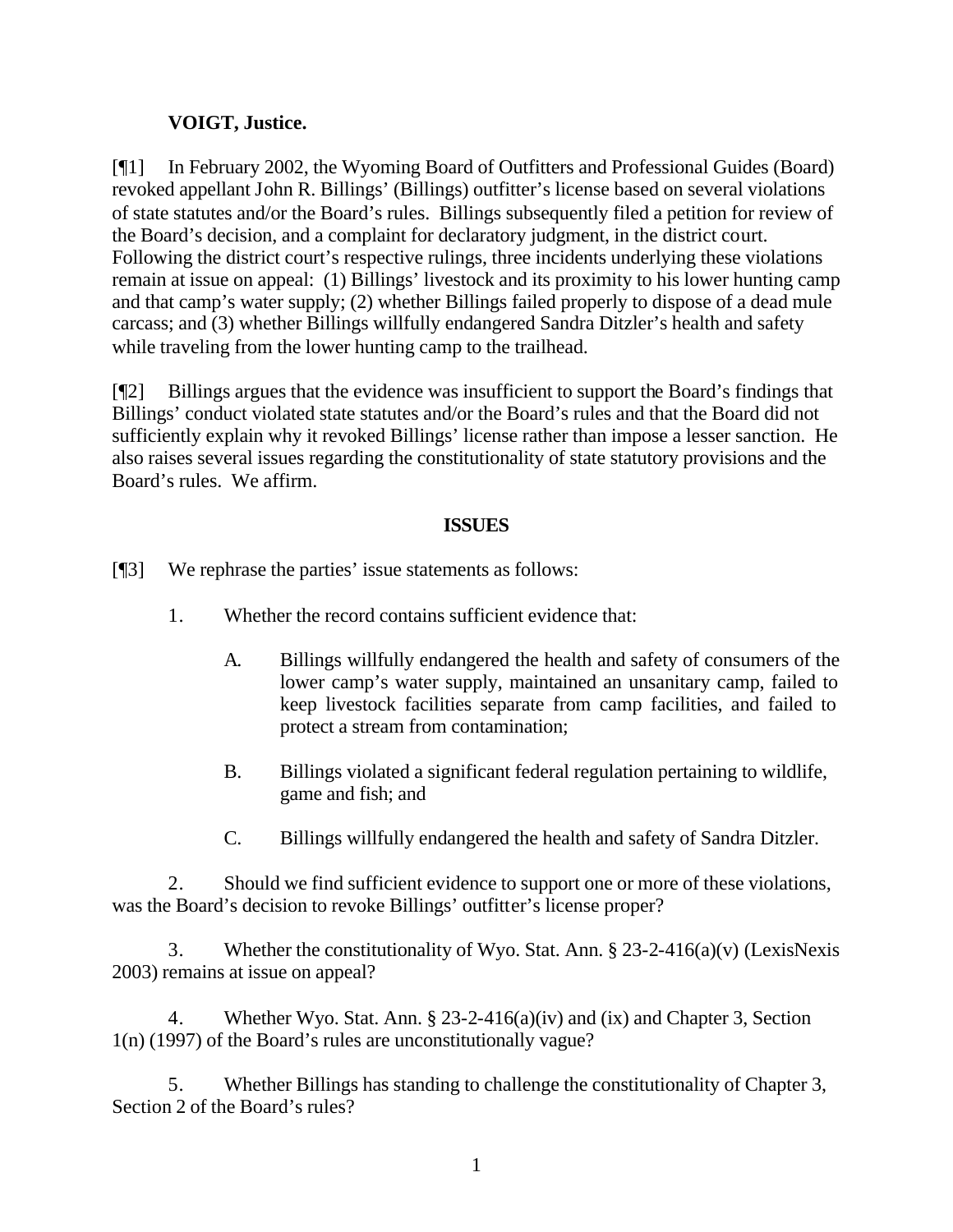**VOIGT, Justice.**

[¶1] In February 2002, the Wyoming Board of Outfitters and Professional Guides (Board) revoked appellant John R. Billings' (Billings) outfitter's license based on several violations of state statutes and/or the Board's rules. Billings subsequently filed a petition for review of the Board's decision, and a complaint for declaratory judgment, in the district court. Following the district court's respective rulings, three incidents underlying these violations remain at issue on appeal: (1) Billings' livestock and its proximity to his lower hunting camp and that camp's water supply; (2) whether Billings failed properly to dispose of a dead mule carcass; and (3) whether Billings willfully endangered Sandra Ditzler's health and safety while traveling from the lower hunting camp to the trailhead.

[¶2] Billings argues that the evidence was insufficient to support the Board's findings that Billings' conduct violated state statutes and/or the Board's rules and that the Board did not sufficiently explain why it revoked Billings' license rather than impose a lesser sanction. He also raises several issues regarding the constitutionality of state statutory provisions and the Board's rules. We affirm.

**ISSUES**

[¶3] We rephrase the parties' issue statements as follows:

1. Whether the record contains sufficient evidence that:

   A. Billings willfully endangered the health and safety of consumers of the lower camp's water supply, maintained an unsanitary camp, failed to keep livestock facilities separate from camp facilities, and failed to protect a stream from contamination;

   B. Billings violated a significant federal regulation pertaining to wildlife, game and fish; and

   C. Billings willfully endangered the health and safety of Sandra Ditzler.

2. Should we find sufficient evidence to support one or more of these violations, was the Board's decision to revoke Billings' outfitter's license proper?

3. Whether the constitutionality of Wyo. Stat. Ann. § 23-2-416(a)(v) (LexisNexis 2003) remains at issue on appeal?

4. Whether Wyo. Stat. Ann. § 23-2-416(a)(iv) and (ix) and Chapter 3, Section 1(n) (1997) of the Board's rules are unconstitutionally vague?

5. Whether Billings has standing to challenge the constitutionality of Chapter 3, Section 2 of the Board's rules?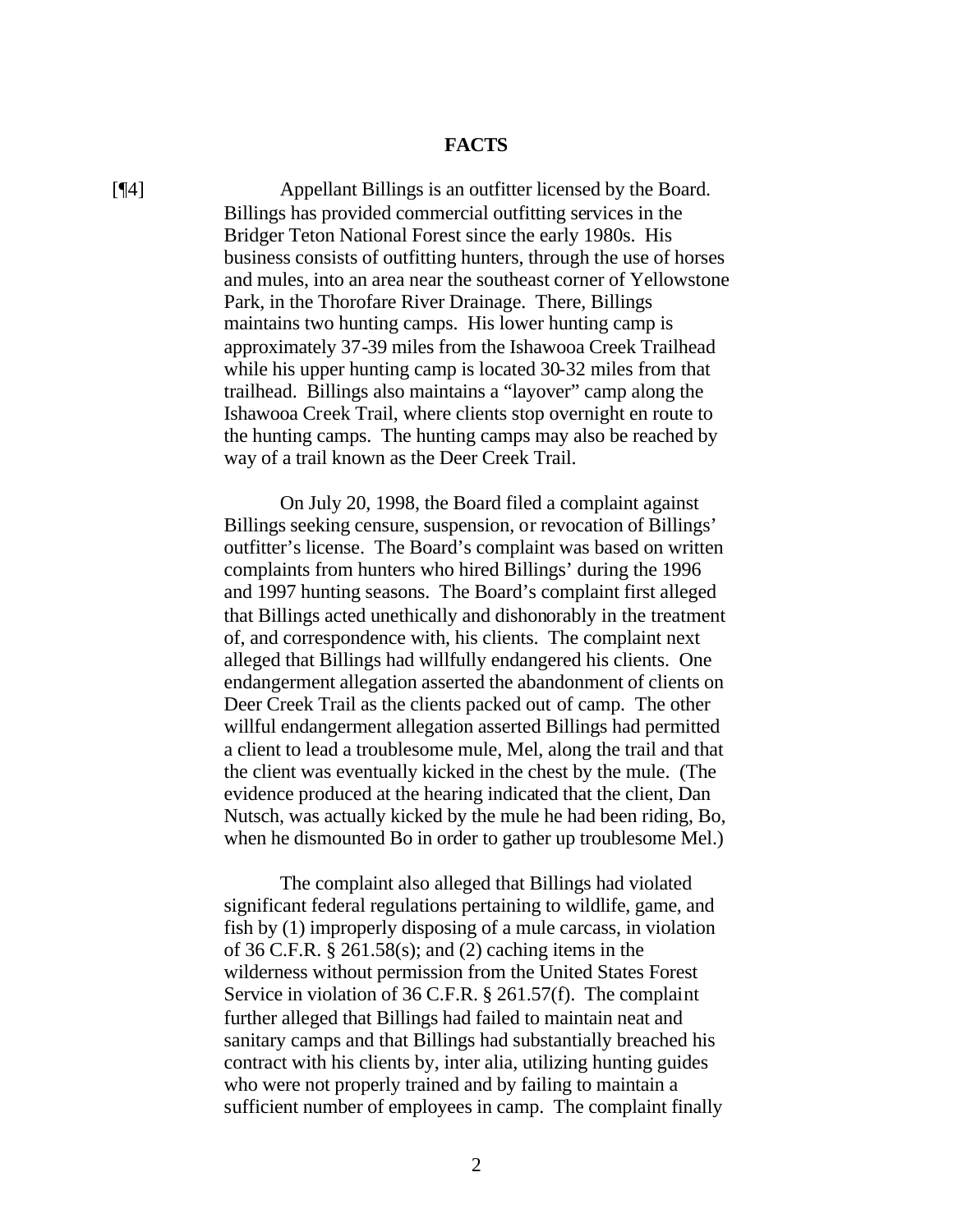## FACTS

[¶4] Appellant Billings is an outfitter licensed by the Board. Billings has provided commercial outfitting services in the Bridger Teton National Forest since the early 1980s. His business consists of outfitting hunters, through the use of horses and mules, into an area near the southeast corner of Yellowstone Park, in the Thorofare River Drainage. There, Billings maintains two hunting camps. His lower hunting camp is approximately 37-39 miles from the Ishawooa Creek Trailhead while his upper hunting camp is located 30-32 miles from that trailhead. Billings also maintains a "layover" camp along the Ishawooa Creek Trail, where clients stop overnight en route to the hunting camps. The hunting camps may also be reached by way of a trail known as the Deer Creek Trail.

On July 20, 1998, the Board filed a complaint against Billings seeking censure, suspension, or revocation of Billings' outfitter's license. The Board's complaint was based on written complaints from hunters who hired Billings' during the 1996 and 1997 hunting seasons. The Board's complaint first alleged that Billings acted unethically and dishonorably in the treatment of, and correspondence with, his clients. The complaint next alleged that Billings had willfully endangered his clients. One endangerment allegation asserted the abandonment of clients on Deer Creek Trail as the clients packed out of camp. The other willful endangerment allegation asserted Billings had permitted a client to lead a troublesome mule, Mel, along the trail and that the client was eventually kicked in the chest by the mule. (The evidence produced at the hearing indicated that the client, Dan Nutsch, was actually kicked by the mule he had been riding, Bo, when he dismounted Bo in order to gather up troublesome Mel.)

The complaint also alleged that Billings had violated significant federal regulations pertaining to wildlife, game, and fish by (1) improperly disposing of a mule carcass, in violation of 36 C.F.R. § 261.58(s); and (2) caching items in the wilderness without permission from the United States Forest Service in violation of 36 C.F.R. § 261.57(f). The complaint further alleged that Billings had failed to maintain neat and sanitary camps and that Billings had substantially breached his contract with his clients by, inter alia, utilizing hunting guides who were not properly trained and by failing to maintain a sufficient number of employees in camp. The complaint finally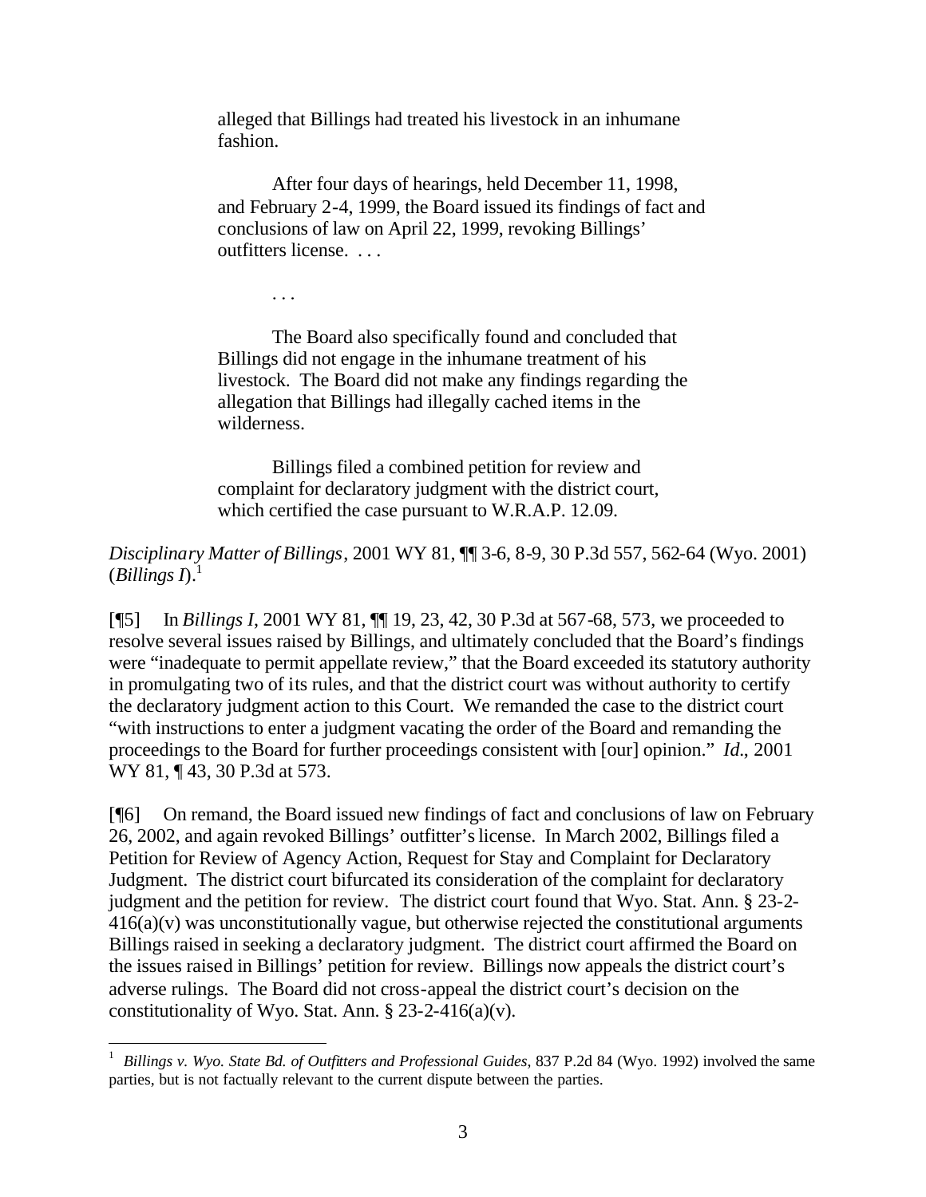> alleged that Billings had treated his livestock in an inhumane fashion.
>
> After four days of hearings, held December 11, 1998, and February 2-4, 1999, the Board issued its findings of fact and conclusions of law on April 22, 1999, revoking Billings' outfitters license. . . .
>
> . . .
>
> The Board also specifically found and concluded that Billings did not engage in the inhumane treatment of his livestock. The Board did not make any findings regarding the allegation that Billings had illegally cached items in the wilderness.
>
> Billings filed a combined petition for review and complaint for declaratory judgment with the district court, which certified the case pursuant to W.R.A.P. 12.09.

*Disciplinary Matter of Billings*, 2001 WY 81, ¶¶ 3-6, 8-9, 30 P.3d 557, 562-64 (Wyo. 2001) (*Billings I*).[1]

[¶5] In *Billings I*, 2001 WY 81, ¶¶ 19, 23, 42, 30 P.3d at 567-68, 573, we proceeded to resolve several issues raised by Billings, and ultimately concluded that the Board's findings were "inadequate to permit appellate review," that the Board exceeded its statutory authority in promulgating two of its rules, and that the district court was without authority to certify the declaratory judgment action to this Court. We remanded the case to the district court "with instructions to enter a judgment vacating the order of the Board and remanding the proceedings to the Board for further proceedings consistent with [our] opinion." *Id*., 2001 WY 81, ¶ 43, 30 P.3d at 573.

[¶6] On remand, the Board issued new findings of fact and conclusions of law on February 26, 2002, and again revoked Billings' outfitter's license. In March 2002, Billings filed a Petition for Review of Agency Action, Request for Stay and Complaint for Declaratory Judgment. The district court bifurcated its consideration of the complaint for declaratory judgment and the petition for review. The district court found that Wyo. Stat. Ann. § 23-2-416(a)(v) was unconstitutionally vague, but otherwise rejected the constitutional arguments Billings raised in seeking a declaratory judgment. The district court affirmed the Board on the issues raised in Billings' petition for review. Billings now appeals the district court's adverse rulings. The Board did not cross-appeal the district court's decision on the constitutionality of Wyo. Stat. Ann. § 23-2-416(a)(v).

---

[1] *Billings v. Wyo. State Bd. of Outfitters and Professional Guides*, 837 P.2d 84 (Wyo. 1992) involved the same parties, but is not factually relevant to the current dispute between the parties.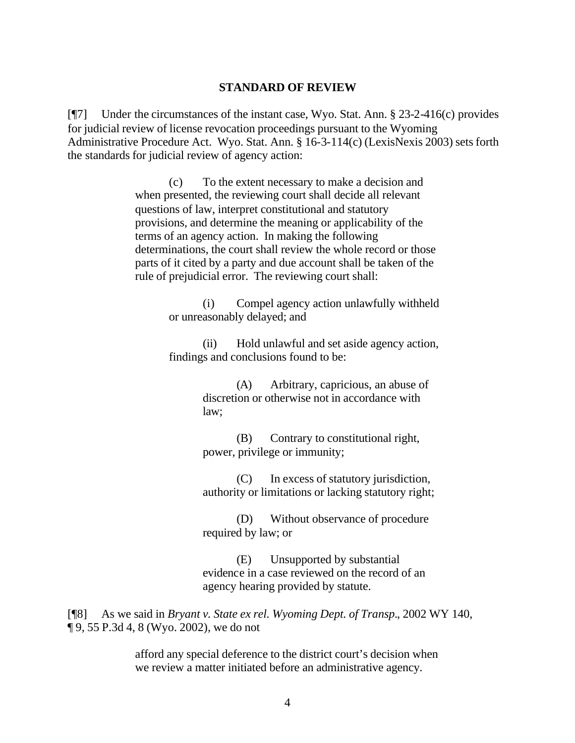## STANDARD OF REVIEW

[¶7] Under the circumstances of the instant case, Wyo. Stat. Ann. § 23-2-416(c) provides for judicial review of license revocation proceedings pursuant to the Wyoming Administrative Procedure Act. Wyo. Stat. Ann. § 16-3-114(c) (LexisNexis 2003) sets forth the standards for judicial review of agency action:

> (c) To the extent necessary to make a decision and when presented, the reviewing court shall decide all relevant questions of law, interpret constitutional and statutory provisions, and determine the meaning or applicability of the terms of an agency action. In making the following determinations, the court shall review the whole record or those parts of it cited by a party and due account shall be taken of the rule of prejudicial error. The reviewing court shall:
>
> (i) Compel agency action unlawfully withheld or unreasonably delayed; and
>
> (ii) Hold unlawful and set aside agency action, findings and conclusions found to be:
>
> (A) Arbitrary, capricious, an abuse of discretion or otherwise not in accordance with law;
>
> (B) Contrary to constitutional right, power, privilege or immunity;
>
> (C) In excess of statutory jurisdiction, authority or limitations or lacking statutory right;
>
> (D) Without observance of procedure required by law; or
>
> (E) Unsupported by substantial evidence in a case reviewed on the record of an agency hearing provided by statute.

[¶8] As we said in *Bryant v. State ex rel. Wyoming Dept. of Transp.*, 2002 WY 140, ¶ 9, 55 P.3d 4, 8 (Wyo. 2002), we do not

> afford any special deference to the district court's decision when we review a matter initiated before an administrative agency.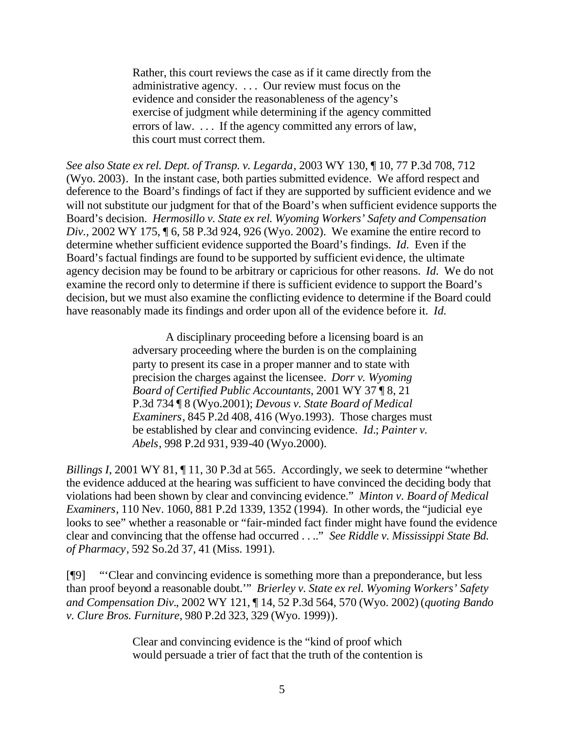> Rather, this court reviews the case as if it came directly from the administrative agency. . . . Our review must focus on the evidence and consider the reasonableness of the agency's exercise of judgment while determining if the agency committed errors of law. . . . If the agency committed any errors of law, this court must correct them.

*See also State ex rel. Dept. of Transp. v. Legarda*, 2003 WY 130, ¶ 10, 77 P.3d 708, 712 (Wyo. 2003). In the instant case, both parties submitted evidence. We afford respect and deference to the Board's findings of fact if they are supported by sufficient evidence and we will not substitute our judgment for that of the Board's when sufficient evidence supports the Board's decision. *Hermosillo v. State ex rel. Wyoming Workers' Safety and Compensation Div.*, 2002 WY 175, ¶ 6, 58 P.3d 924, 926 (Wyo. 2002). We examine the entire record to determine whether sufficient evidence supported the Board's findings. *Id.* Even if the Board's factual findings are found to be supported by sufficient evidence, the ultimate agency decision may be found to be arbitrary or capricious for other reasons. *Id.* We do not examine the record only to determine if there is sufficient evidence to support the Board's decision, but we must also examine the conflicting evidence to determine if the Board could have reasonably made its findings and order upon all of the evidence before it. *Id.*

> A disciplinary proceeding before a licensing board is an adversary proceeding where the burden is on the complaining party to present its case in a proper manner and to state with precision the charges against the licensee. *Dorr v. Wyoming Board of Certified Public Accountants*, 2001 WY 37 ¶ 8, 21 P.3d 734 ¶ 8 (Wyo.2001); *Devous v. State Board of Medical Examiners*, 845 P.2d 408, 416 (Wyo.1993). Those charges must be established by clear and convincing evidence. *Id.*; *Painter v. Abels*, 998 P.2d 931, 939-40 (Wyo.2000).

*Billings I*, 2001 WY 81, ¶ 11, 30 P.3d at 565. Accordingly, we seek to determine "whether the evidence adduced at the hearing was sufficient to have convinced the deciding body that violations had been shown by clear and convincing evidence." *Minton v. Board of Medical Examiners*, 110 Nev. 1060, 881 P.2d 1339, 1352 (1994). In other words, the "judicial eye looks to see" whether a reasonable or "fair-minded fact finder might have found the evidence clear and convincing that the offense had occurred . . .." *See Riddle v. Mississippi State Bd. of Pharmacy*, 592 So.2d 37, 41 (Miss. 1991).

[¶9] "'Clear and convincing evidence is something more than a preponderance, but less than proof beyond a reasonable doubt.'" *Brierley v. State ex rel. Wyoming Workers' Safety and Compensation Div.*, 2002 WY 121, ¶ 14, 52 P.3d 564, 570 (Wyo. 2002) (*quoting Bando v. Clure Bros. Furniture*, 980 P.2d 323, 329 (Wyo. 1999)).

> Clear and convincing evidence is the "kind of proof which would persuade a trier of fact that the truth of the contention is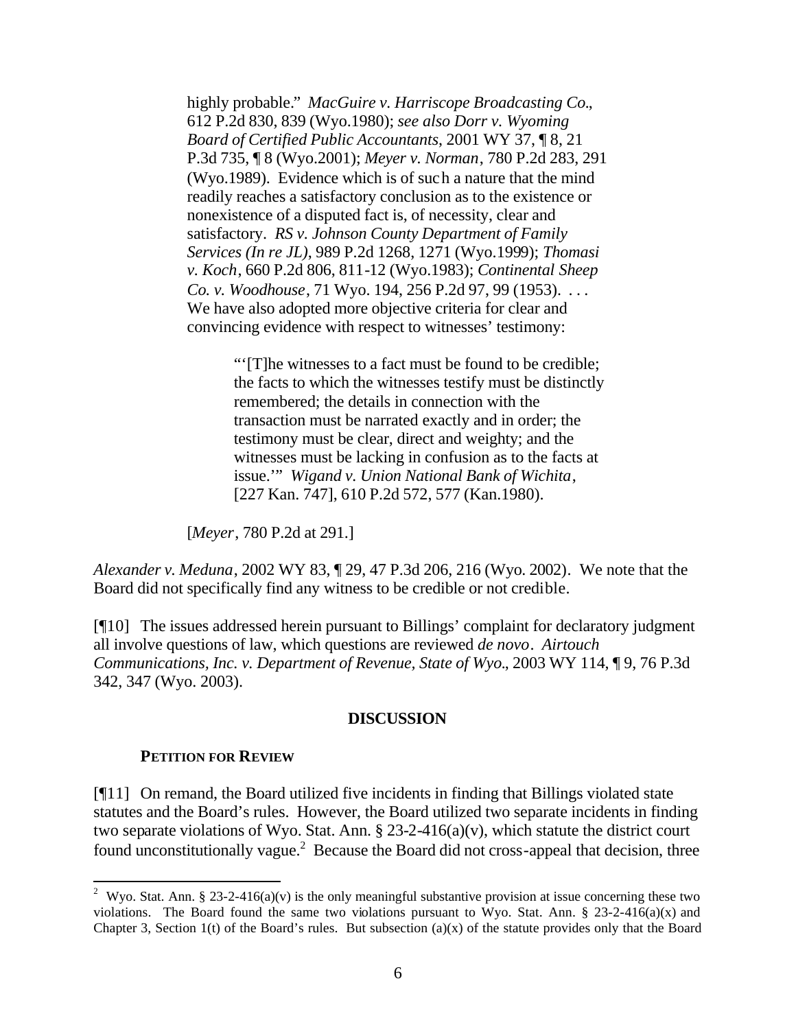highly probable." *MacGuire v. Harriscope Broadcasting Co.*, 612 P.2d 830, 839 (Wyo.1980); *see also Dorr v. Wyoming Board of Certified Public Accountants*, 2001 WY 37, ¶ 8, 21 P.3d 735, ¶ 8 (Wyo.2001); *Meyer v. Norman*, 780 P.2d 283, 291 (Wyo.1989). Evidence which is of such a nature that the mind readily reaches a satisfactory conclusion as to the existence or nonexistence of a disputed fact is, of necessity, clear and satisfactory. *RS v. Johnson County Department of Family Services (In re JL)*, 989 P.2d 1268, 1271 (Wyo.1999); *Thomasi v. Koch*, 660 P.2d 806, 811-12 (Wyo.1983); *Continental Sheep Co. v. Woodhouse*, 71 Wyo. 194, 256 P.2d 97, 99 (1953). . . . We have also adopted more objective criteria for clear and convincing evidence with respect to witnesses' testimony:

> "'[T]he witnesses to a fact must be found to be credible; the facts to which the witnesses testify must be distinctly remembered; the details in connection with the transaction must be narrated exactly and in order; the testimony must be clear, direct and weighty; and the witnesses must be lacking in confusion as to the facts at issue.'" *Wigand v. Union National Bank of Wichita*, [227 Kan. 747], 610 P.2d 572, 577 (Kan.1980).

[*Meyer*, 780 P.2d at 291.]

*Alexander v. Meduna*, 2002 WY 83, ¶ 29, 47 P.3d 206, 216 (Wyo. 2002). We note that the Board did not specifically find any witness to be credible or not credible.

[¶10] The issues addressed herein pursuant to Billings' complaint for declaratory judgment all involve questions of law, which questions are reviewed *de novo*. *Airtouch Communications, Inc. v. Department of Revenue, State of Wyo.*, 2003 WY 114, ¶ 9, 76 P.3d 342, 347 (Wyo. 2003).

## DISCUSSION

### PETITION FOR REVIEW

[¶11] On remand, the Board utilized five incidents in finding that Billings violated state statutes and the Board's rules. However, the Board utilized two separate incidents in finding two separate violations of Wyo. Stat. Ann. § 23-2-416(a)(v), which statute the district court found unconstitutionally vague.[2] Because the Board did not cross-appeal that decision, three

[2] Wyo. Stat. Ann. § 23-2-416(a)(v) is the only meaningful substantive provision at issue concerning these two violations. The Board found the same two violations pursuant to Wyo. Stat. Ann. § 23-2-416(a)(x) and Chapter 3, Section 1(t) of the Board's rules. But subsection (a)(x) of the statute provides only that the Board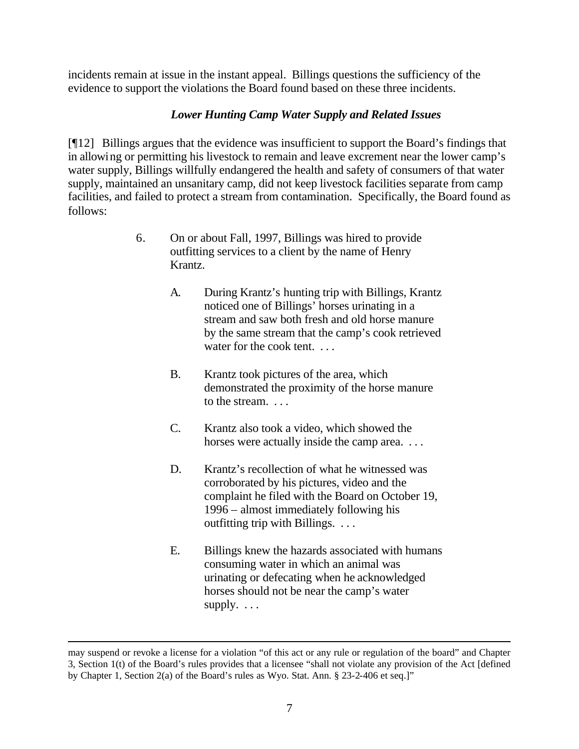incidents remain at issue in the instant appeal. Billings questions the sufficiency of the evidence to support the violations the Board found based on these three incidents.

### *Lower Hunting Camp Water Supply and Related Issues*

[¶12] Billings argues that the evidence was insufficient to support the Board's findings that in allowing or permitting his livestock to remain and leave excrement near the lower camp's water supply, Billings willfully endangered the health and safety of consumers of that water supply, maintained an unsanitary camp, did not keep livestock facilities separate from camp facilities, and failed to protect a stream from contamination. Specifically, the Board found as follows:

> 6. On or about Fall, 1997, Billings was hired to provide outfitting services to a client by the name of Henry Krantz.
>
> A. During Krantz's hunting trip with Billings, Krantz noticed one of Billings' horses urinating in a stream and saw both fresh and old horse manure by the same stream that the camp's cook retrieved water for the cook tent. . . .
>
> B. Krantz took pictures of the area, which demonstrated the proximity of the horse manure to the stream. . . .
>
> C. Krantz also took a video, which showed the horses were actually inside the camp area. . . .
>
> D. Krantz's recollection of what he witnessed was corroborated by his pictures, video and the complaint he filed with the Board on October 19, 1996 – almost immediately following his outfitting trip with Billings. . . .
>
> E. Billings knew the hazards associated with humans consuming water in which an animal was urinating or defecating when he acknowledged horses should not be near the camp's water supply. . . .

---

may suspend or revoke a license for a violation "of this act or any rule or regulation of the board" and Chapter 3, Section 1(t) of the Board's rules provides that a licensee "shall not violate any provision of the Act [defined by Chapter 1, Section 2(a) of the Board's rules as Wyo. Stat. Ann. § 23-2-406 et seq.]"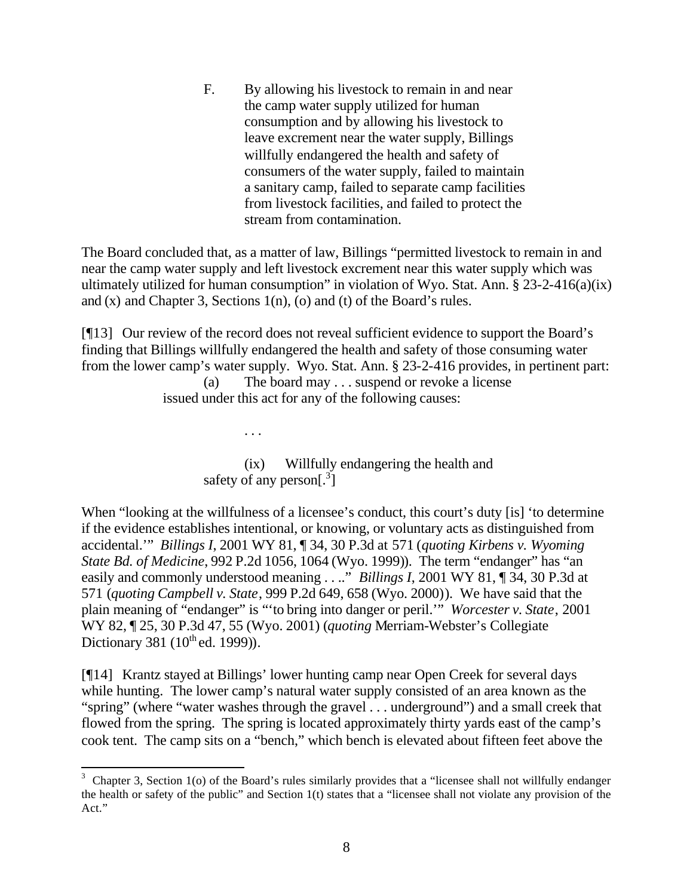> F. By allowing his livestock to remain in and near the camp water supply utilized for human consumption and by allowing his livestock to leave excrement near the water supply, Billings willfully endangered the health and safety of consumers of the water supply, failed to maintain a sanitary camp, failed to separate camp facilities from livestock facilities, and failed to protect the stream from contamination.

The Board concluded that, as a matter of law, Billings "permitted livestock to remain in and near the camp water supply and left livestock excrement near this water supply which was ultimately utilized for human consumption" in violation of Wyo. Stat. Ann. § 23-2-416(a)(ix) and (x) and Chapter 3, Sections 1(n), (o) and (t) of the Board's rules.

[¶13] Our review of the record does not reveal sufficient evidence to support the Board's finding that Billings willfully endangered the health and safety of those consuming water from the lower camp's water supply. Wyo. Stat. Ann. § 23-2-416 provides, in pertinent part:

> (a) The board may . . . suspend or revoke a license issued under this act for any of the following causes:
>
> . . .
>
> (ix) Willfully endangering the health and safety of any person[.[3]]

When "looking at the willfulness of a licensee's conduct, this court's duty [is] 'to determine if the evidence establishes intentional, or knowing, or voluntary acts as distinguished from accidental.'" *Billings I*, 2001 WY 81, ¶ 34, 30 P.3d at 571 (*quoting Kirbens v. Wyoming State Bd. of Medicine*, 992 P.2d 1056, 1064 (Wyo. 1999)). The term "endanger" has "an easily and commonly understood meaning . . .." *Billings I*, 2001 WY 81, ¶ 34, 30 P.3d at 571 (*quoting Campbell v. State*, 999 P.2d 649, 658 (Wyo. 2000)). We have said that the plain meaning of "endanger" is "'to bring into danger or peril.'" *Worcester v. State*, 2001 WY 82, ¶ 25, 30 P.3d 47, 55 (Wyo. 2001) (*quoting* Merriam-Webster's Collegiate Dictionary 381 (10th ed. 1999)).

[¶14] Krantz stayed at Billings' lower hunting camp near Open Creek for several days while hunting. The lower camp's natural water supply consisted of an area known as the "spring" (where "water washes through the gravel . . . underground") and a small creek that flowed from the spring. The spring is located approximately thirty yards east of the camp's cook tent. The camp sits on a "bench," which bench is elevated about fifteen feet above the

---

[3] Chapter 3, Section 1(o) of the Board's rules similarly provides that a "licensee shall not willfully endanger the health or safety of the public" and Section 1(t) states that a "licensee shall not violate any provision of the Act."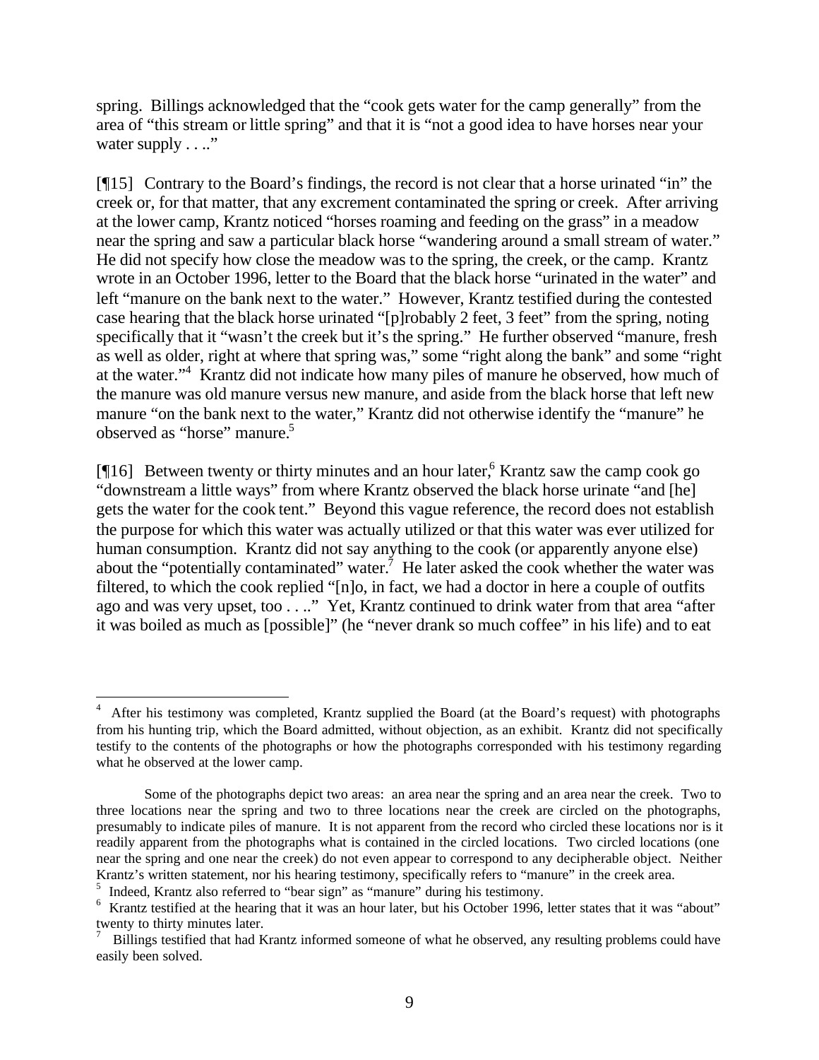spring. Billings acknowledged that the "cook gets water for the camp generally" from the area of "this stream or little spring" and that it is "not a good idea to have horses near your water supply . . .."

[¶15] Contrary to the Board's findings, the record is not clear that a horse urinated "in" the creek or, for that matter, that any excrement contaminated the spring or creek. After arriving at the lower camp, Krantz noticed "horses roaming and feeding on the grass" in a meadow near the spring and saw a particular black horse "wandering around a small stream of water." He did not specify how close the meadow was to the spring, the creek, or the camp. Krantz wrote in an October 1996, letter to the Board that the black horse "urinated in the water" and left "manure on the bank next to the water." However, Krantz testified during the contested case hearing that the black horse urinated "[p]robably 2 feet, 3 feet" from the spring, noting specifically that it "wasn't the creek but it's the spring." He further observed "manure, fresh as well as older, right at where that spring was," some "right along the bank" and some "right at the water."[4] Krantz did not indicate how many piles of manure he observed, how much of the manure was old manure versus new manure, and aside from the black horse that left new manure "on the bank next to the water," Krantz did not otherwise identify the "manure" he observed as "horse" manure.[5]

[¶16] Between twenty or thirty minutes and an hour later,[6] Krantz saw the camp cook go "downstream a little ways" from where Krantz observed the black horse urinate "and [he] gets the water for the cook tent." Beyond this vague reference, the record does not establish the purpose for which this water was actually utilized or that this water was ever utilized for human consumption. Krantz did not say anything to the cook (or apparently anyone else) about the "potentially contaminated" water.[7] He later asked the cook whether the water was filtered, to which the cook replied "[n]o, in fact, we had a doctor in here a couple of outfits ago and was very upset, too . . .." Yet, Krantz continued to drink water from that area "after it was boiled as much as [possible]" (he "never drank so much coffee" in his life) and to eat

---

[4] After his testimony was completed, Krantz supplied the Board (at the Board's request) with photographs from his hunting trip, which the Board admitted, without objection, as an exhibit. Krantz did not specifically testify to the contents of the photographs or how the photographs corresponded with his testimony regarding what he observed at the lower camp.

Some of the photographs depict two areas: an area near the spring and an area near the creek. Two to three locations near the spring and two to three locations near the creek are circled on the photographs, presumably to indicate piles of manure. It is not apparent from the record who circled these locations nor is it readily apparent from the photographs what is contained in the circled locations. Two circled locations (one near the spring and one near the creek) do not even appear to correspond to any decipherable object. Neither Krantz's written statement, nor his hearing testimony, specifically refers to "manure" in the creek area.

[5] Indeed, Krantz also referred to "bear sign" as "manure" during his testimony.

[6] Krantz testified at the hearing that it was an hour later, but his October 1996, letter states that it was "about" twenty to thirty minutes later.

[7] Billings testified that had Krantz informed someone of what he observed, any resulting problems could have easily been solved.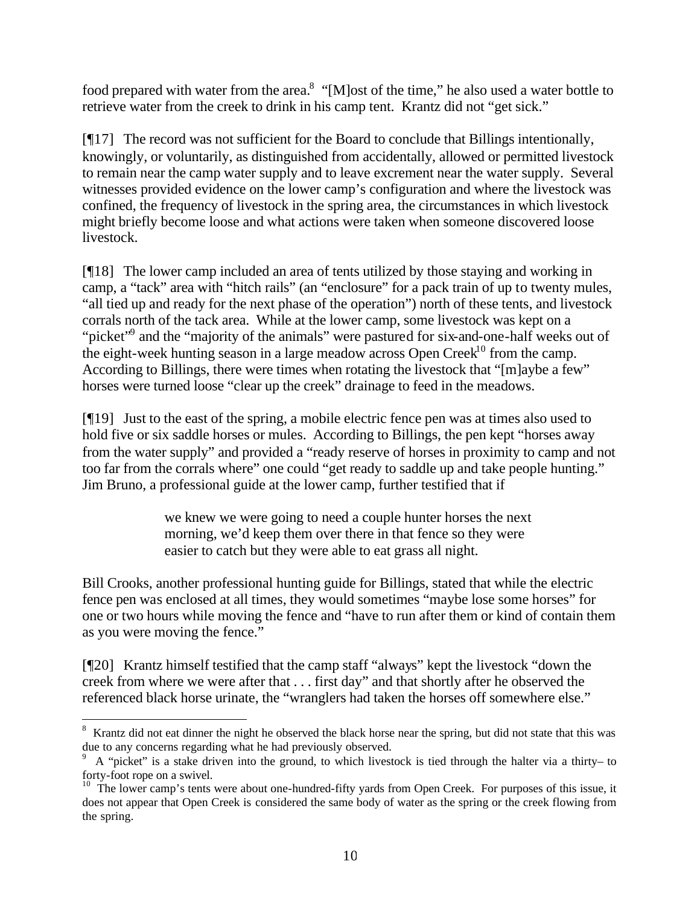food prepared with water from the area.[8] "[M]ost of the time," he also used a water bottle to retrieve water from the creek to drink in his camp tent. Krantz did not "get sick."

[¶17] The record was not sufficient for the Board to conclude that Billings intentionally, knowingly, or voluntarily, as distinguished from accidentally, allowed or permitted livestock to remain near the camp water supply and to leave excrement near the water supply. Several witnesses provided evidence on the lower camp's configuration and where the livestock was confined, the frequency of livestock in the spring area, the circumstances in which livestock might briefly become loose and what actions were taken when someone discovered loose livestock.

[¶18] The lower camp included an area of tents utilized by those staying and working in camp, a "tack" area with "hitch rails" (an "enclosure" for a pack train of up to twenty mules, "all tied up and ready for the next phase of the operation") north of these tents, and livestock corrals north of the tack area. While at the lower camp, some livestock was kept on a "picket"[9] and the "majority of the animals" were pastured for six-and-one-half weeks out of the eight-week hunting season in a large meadow across Open Creek[10] from the camp. According to Billings, there were times when rotating the livestock that "[m]aybe a few" horses were turned loose "clear up the creek" drainage to feed in the meadows.

[¶19] Just to the east of the spring, a mobile electric fence pen was at times also used to hold five or six saddle horses or mules. According to Billings, the pen kept "horses away from the water supply" and provided a "ready reserve of horses in proximity to camp and not too far from the corrals where" one could "get ready to saddle up and take people hunting." Jim Bruno, a professional guide at the lower camp, further testified that if

> we knew we were going to need a couple hunter horses the next morning, we'd keep them over there in that fence so they were easier to catch but they were able to eat grass all night.

Bill Crooks, another professional hunting guide for Billings, stated that while the electric fence pen was enclosed at all times, they would sometimes "maybe lose some horses" for one or two hours while moving the fence and "have to run after them or kind of contain them as you were moving the fence."

[¶20] Krantz himself testified that the camp staff "always" kept the livestock "down the creek from where we were after that . . . first day" and that shortly after he observed the referenced black horse urinate, the "wranglers had taken the horses off somewhere else."

---

[8] Krantz did not eat dinner the night he observed the black horse near the spring, but did not state that this was due to any concerns regarding what he had previously observed.

[9] A "picket" is a stake driven into the ground, to which livestock is tied through the halter via a thirty– to forty-foot rope on a swivel.

[10] The lower camp's tents were about one-hundred-fifty yards from Open Creek. For purposes of this issue, it does not appear that Open Creek is considered the same body of water as the spring or the creek flowing from the spring.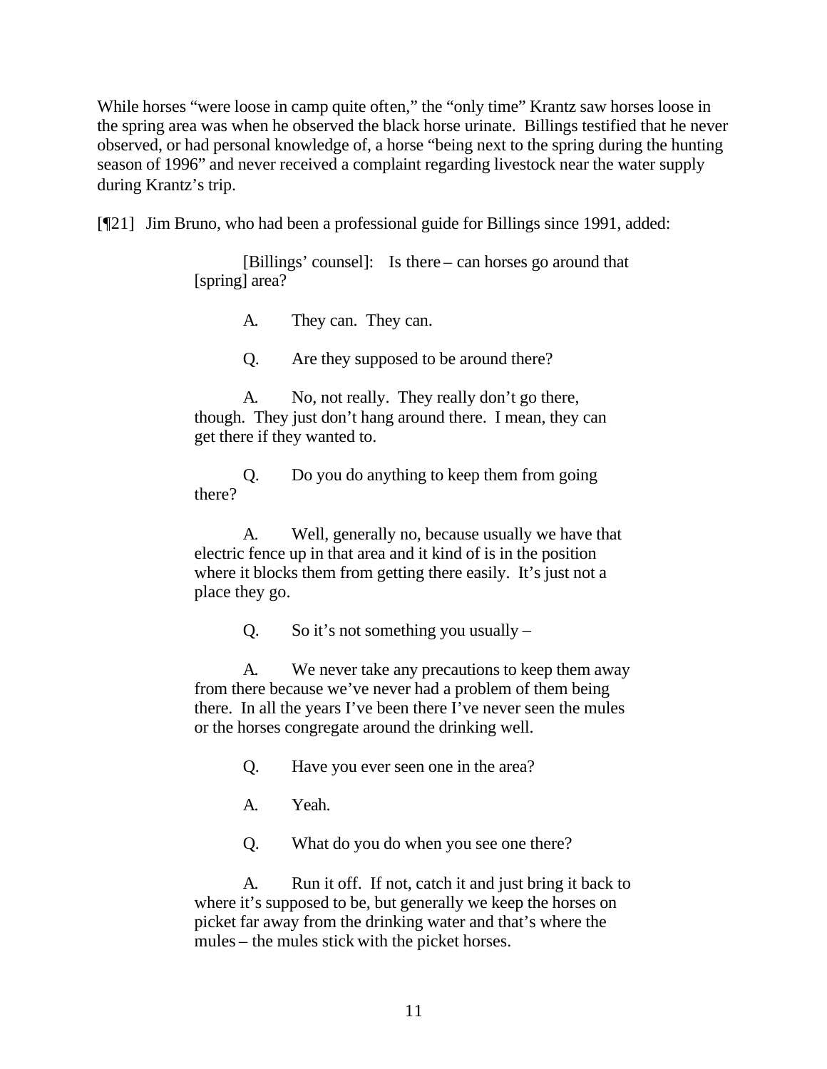While horses "were loose in camp quite often," the "only time" Krantz saw horses loose in the spring area was when he observed the black horse urinate. Billings testified that he never observed, or had personal knowledge of, a horse "being next to the spring during the hunting season of 1996" and never received a complaint regarding livestock near the water supply during Krantz's trip.

[¶21] Jim Bruno, who had been a professional guide for Billings since 1991, added:

> [Billings' counsel]: Is there – can horses go around that [spring] area?
>
> A. They can. They can.
>
> Q. Are they supposed to be around there?
>
> A. No, not really. They really don't go there, though. They just don't hang around there. I mean, they can get there if they wanted to.
>
> Q. Do you do anything to keep them from going there?
>
> A. Well, generally no, because usually we have that electric fence up in that area and it kind of is in the position where it blocks them from getting there easily. It's just not a place they go.
>
> Q. So it's not something you usually –
>
> A. We never take any precautions to keep them away from there because we've never had a problem of them being there. In all the years I've been there I've never seen the mules or the horses congregate around the drinking well.
>
> Q. Have you ever seen one in the area?
>
> A. Yeah.
>
> Q. What do you do when you see one there?
>
> A. Run it off. If not, catch it and just bring it back to where it's supposed to be, but generally we keep the horses on picket far away from the drinking water and that's where the mules – the mules stick with the picket horses.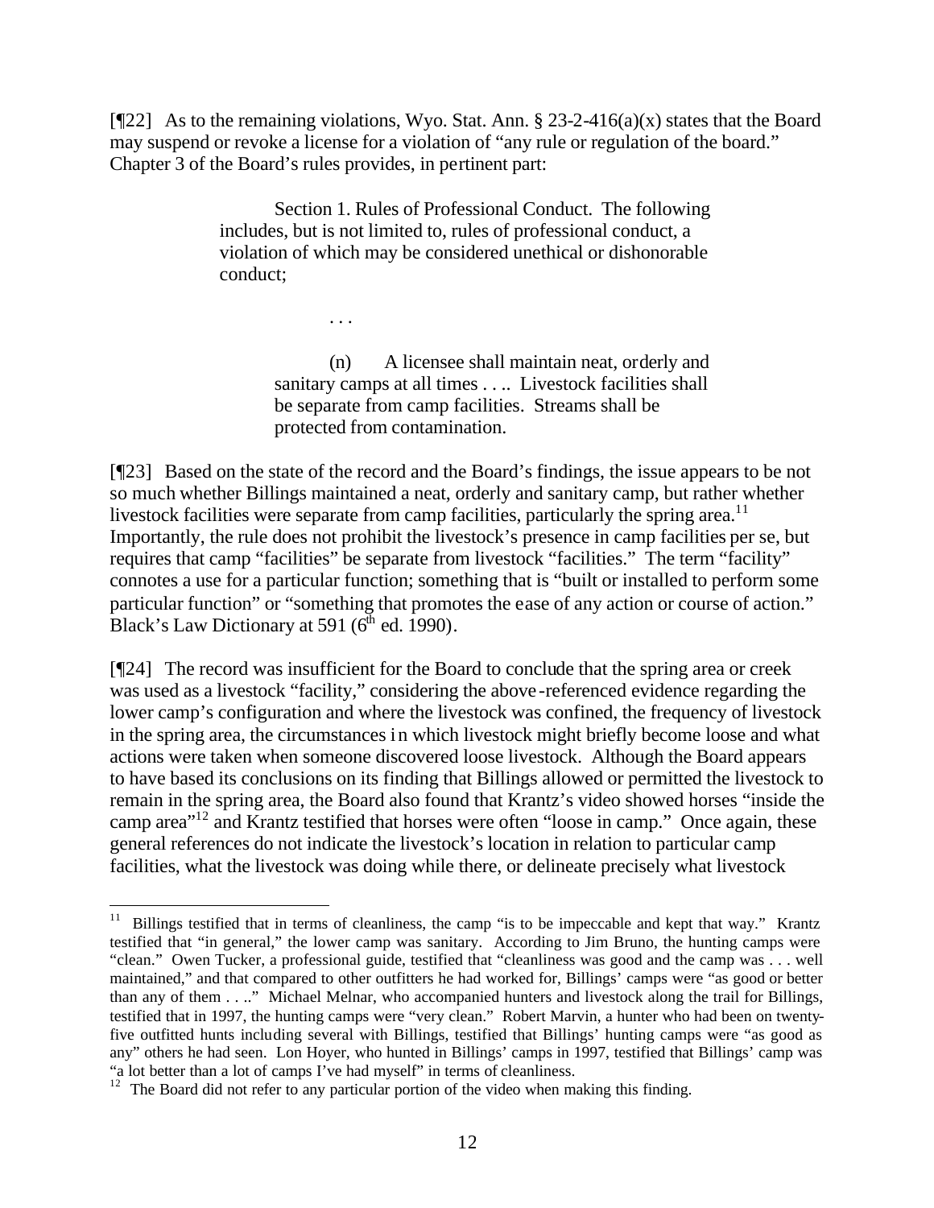[¶22] As to the remaining violations, Wyo. Stat. Ann. § 23-2-416(a)(x) states that the Board may suspend or revoke a license for a violation of "any rule or regulation of the board." Chapter 3 of the Board's rules provides, in pertinent part:

> Section 1. Rules of Professional Conduct. The following includes, but is not limited to, rules of professional conduct, a violation of which may be considered unethical or dishonorable conduct;
>
> . . .
>
> (n) A licensee shall maintain neat, orderly and sanitary camps at all times . . .. Livestock facilities shall be separate from camp facilities. Streams shall be protected from contamination.

[¶23] Based on the state of the record and the Board's findings, the issue appears to be not so much whether Billings maintained a neat, orderly and sanitary camp, but rather whether livestock facilities were separate from camp facilities, particularly the spring area.[11] Importantly, the rule does not prohibit the livestock's presence in camp facilities per se, but requires that camp "facilities" be separate from livestock "facilities." The term "facility" connotes a use for a particular function; something that is "built or installed to perform some particular function" or "something that promotes the ease of any action or course of action." Black's Law Dictionary at 591 (6th ed. 1990).

[¶24] The record was insufficient for the Board to conclude that the spring area or creek was used as a livestock "facility," considering the above-referenced evidence regarding the lower camp's configuration and where the livestock was confined, the frequency of livestock in the spring area, the circumstances in which livestock might briefly become loose and what actions were taken when someone discovered loose livestock. Although the Board appears to have based its conclusions on its finding that Billings allowed or permitted the livestock to remain in the spring area, the Board also found that Krantz's video showed horses "inside the camp area"[12] and Krantz testified that horses were often "loose in camp." Once again, these general references do not indicate the livestock's location in relation to particular camp facilities, what the livestock was doing while there, or delineate precisely what livestock

---

[11] Billings testified that in terms of cleanliness, the camp "is to be impeccable and kept that way." Krantz testified that "in general," the lower camp was sanitary. According to Jim Bruno, the hunting camps were "clean." Owen Tucker, a professional guide, testified that "cleanliness was good and the camp was . . . well maintained," and that compared to other outfitters he had worked for, Billings' camps were "as good or better than any of them . . .." Michael Melnar, who accompanied hunters and livestock along the trail for Billings, testified that in 1997, the hunting camps were "very clean." Robert Marvin, a hunter who had been on twenty-five outfitted hunts including several with Billings, testified that Billings' hunting camps were "as good as any" others he had seen. Lon Hoyer, who hunted in Billings' camps in 1997, testified that Billings' camp was "a lot better than a lot of camps I've had myself" in terms of cleanliness.

[12] The Board did not refer to any particular portion of the video when making this finding.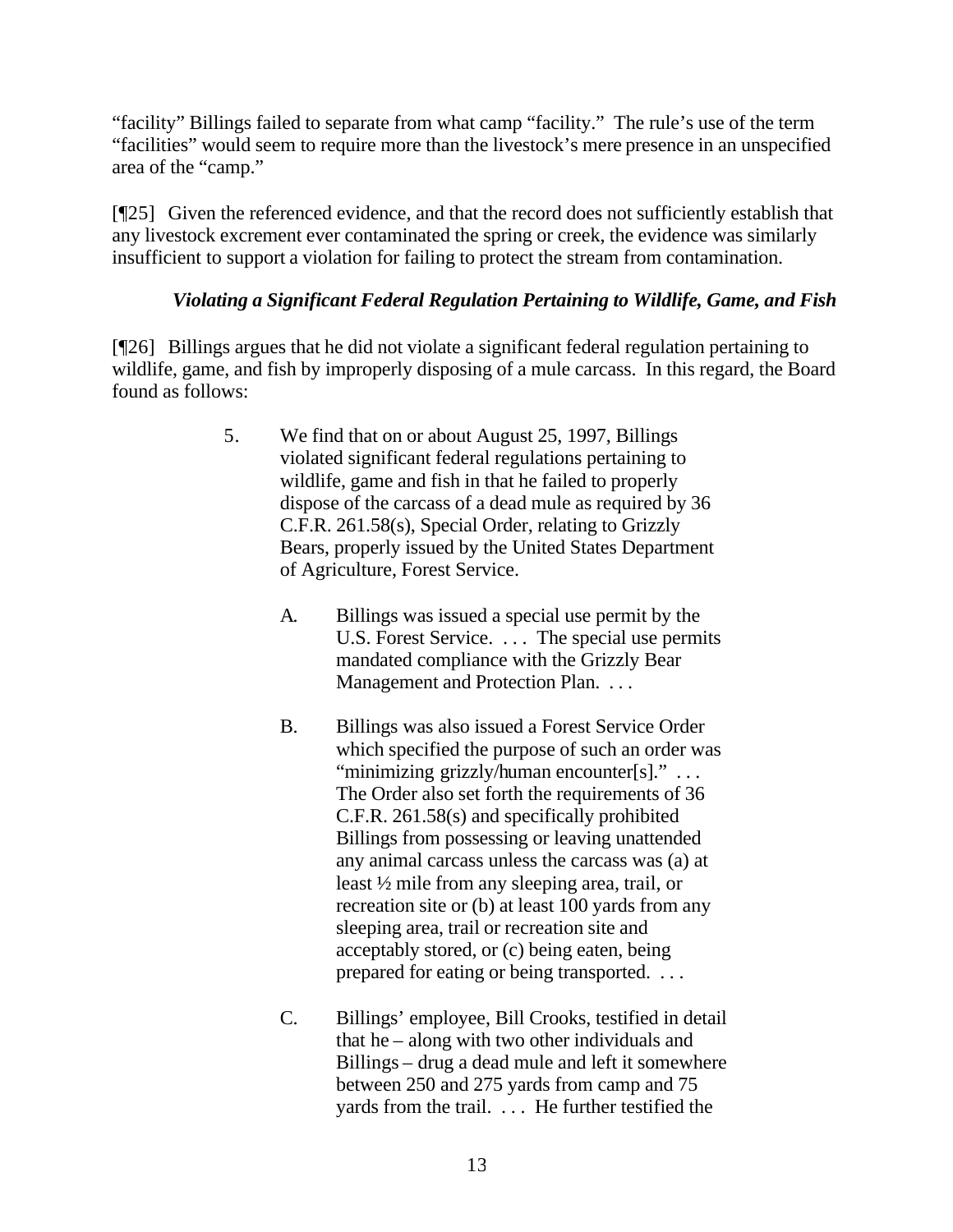"facility" Billings failed to separate from what camp "facility." The rule's use of the term "facilities" would seem to require more than the livestock's mere presence in an unspecified area of the "camp."

[¶25] Given the referenced evidence, and that the record does not sufficiently establish that any livestock excrement ever contaminated the spring or creek, the evidence was similarly insufficient to support a violation for failing to protect the stream from contamination.

### *Violating a Significant Federal Regulation Pertaining to Wildlife, Game, and Fish*

[¶26] Billings argues that he did not violate a significant federal regulation pertaining to wildlife, game, and fish by improperly disposing of a mule carcass. In this regard, the Board found as follows:

> 5. We find that on or about August 25, 1997, Billings violated significant federal regulations pertaining to wildlife, game and fish in that he failed to properly dispose of the carcass of a dead mule as required by 36 C.F.R. 261.58(s), Special Order, relating to Grizzly Bears, properly issued by the United States Department of Agriculture, Forest Service.
>
> A. Billings was issued a special use permit by the U.S. Forest Service. . . . The special use permits mandated compliance with the Grizzly Bear Management and Protection Plan. . . .
>
> B. Billings was also issued a Forest Service Order which specified the purpose of such an order was "minimizing grizzly/human encounter[s]." . . . The Order also set forth the requirements of 36 C.F.R. 261.58(s) and specifically prohibited Billings from possessing or leaving unattended any animal carcass unless the carcass was (a) at least ½ mile from any sleeping area, trail, or recreation site or (b) at least 100 yards from any sleeping area, trail or recreation site and acceptably stored, or (c) being eaten, being prepared for eating or being transported. . . .
>
> C. Billings' employee, Bill Crooks, testified in detail that he – along with two other individuals and Billings – drug a dead mule and left it somewhere between 250 and 275 yards from camp and 75 yards from the trail. . . . He further testified the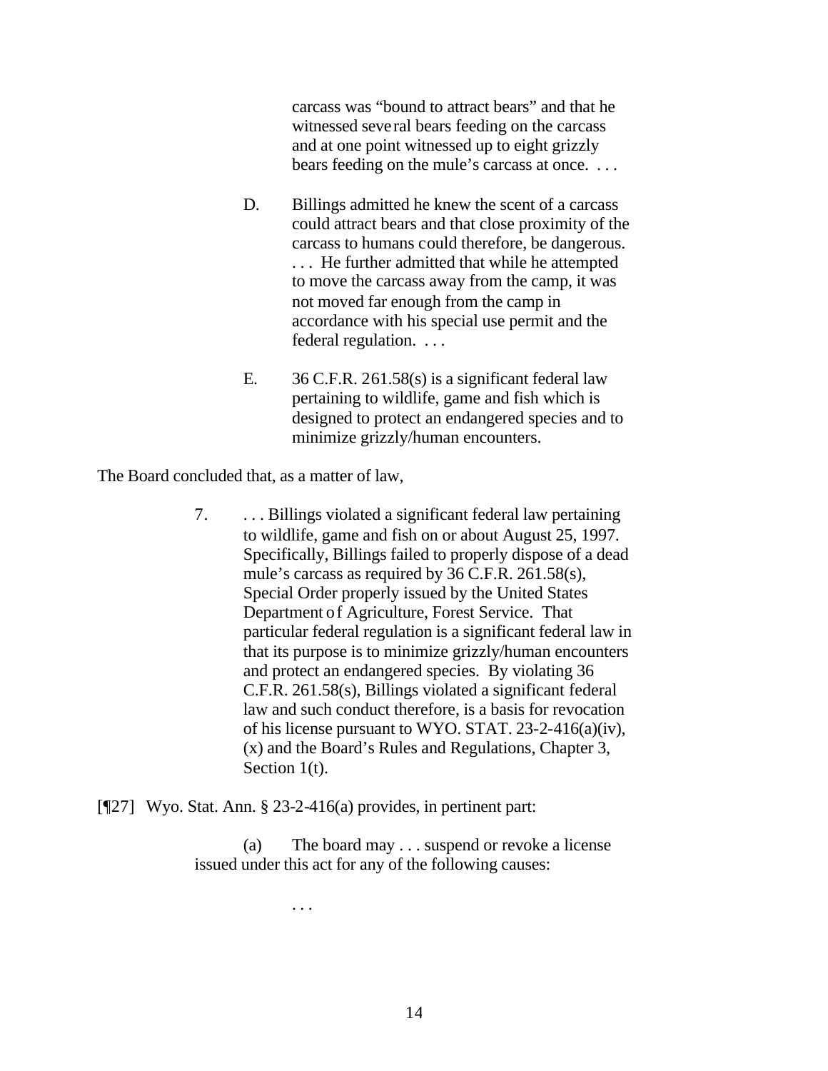> carcass was "bound to attract bears" and that he witnessed several bears feeding on the carcass and at one point witnessed up to eight grizzly bears feeding on the mule's carcass at once. . . .
>
> D. Billings admitted he knew the scent of a carcass could attract bears and that close proximity of the carcass to humans could therefore, be dangerous. . . . He further admitted that while he attempted to move the carcass away from the camp, it was not moved far enough from the camp in accordance with his special use permit and the federal regulation. . . .
>
> E. 36 C.F.R. 261.58(s) is a significant federal law pertaining to wildlife, game and fish which is designed to protect an endangered species and to minimize grizzly/human encounters.

The Board concluded that, as a matter of law,

> 7. . . . Billings violated a significant federal law pertaining to wildlife, game and fish on or about August 25, 1997. Specifically, Billings failed to properly dispose of a dead mule's carcass as required by 36 C.F.R. 261.58(s), Special Order properly issued by the United States Department of Agriculture, Forest Service. That particular federal regulation is a significant federal law in that its purpose is to minimize grizzly/human encounters and protect an endangered species. By violating 36 C.F.R. 261.58(s), Billings violated a significant federal law and such conduct therefore, is a basis for revocation of his license pursuant to WYO. STAT. 23-2-416(a)(iv), (x) and the Board's Rules and Regulations, Chapter 3, Section 1(t).

[¶27] Wyo. Stat. Ann. § 23-2-416(a) provides, in pertinent part:

> (a) The board may . . . suspend or revoke a license issued under this act for any of the following causes:
>
> . . .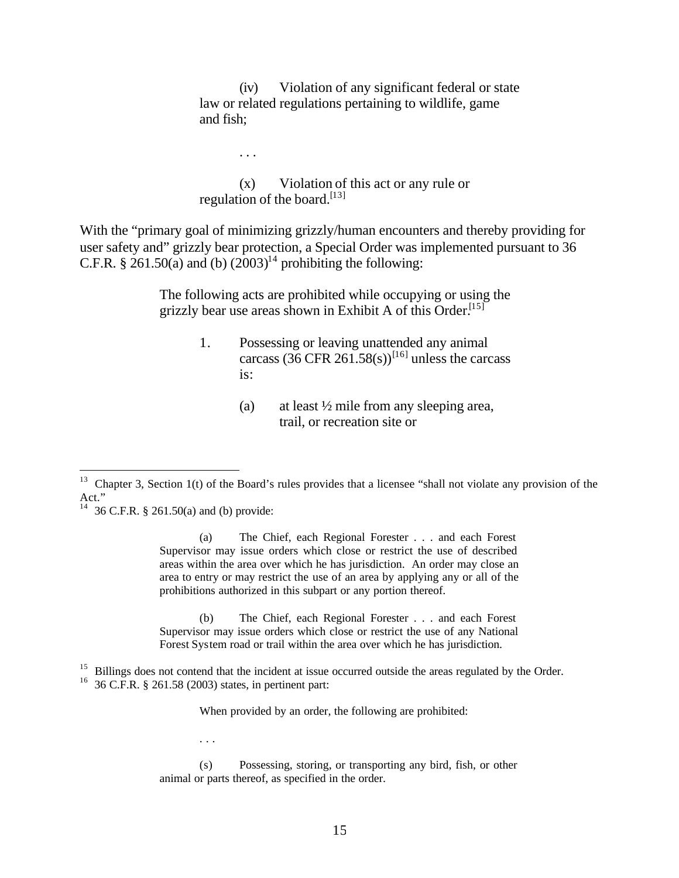> (iv) Violation of any significant federal or state law or related regulations pertaining to wildlife, game and fish;
>
> . . .
>
> (x) Violation of this act or any rule or regulation of the board.[13]

With the "primary goal of minimizing grizzly/human encounters and thereby providing for user safety and" grizzly bear protection, a Special Order was implemented pursuant to 36 C.F.R. § 261.50(a) and (b) (2003)[14] prohibiting the following:

> The following acts are prohibited while occupying or using the grizzly bear use areas shown in Exhibit A of this Order.[15]
>
> 1. Possessing or leaving unattended any animal carcass (36 CFR 261.58(s))[16] unless the carcass is:
>
>    (a) at least ½ mile from any sleeping area, trail, or recreation site or

---

[13] Chapter 3, Section 1(t) of the Board's rules provides that a licensee "shall not violate any provision of the Act."

[14] 36 C.F.R. § 261.50(a) and (b) provide:

> (a) The Chief, each Regional Forester . . . and each Forest Supervisor may issue orders which close or restrict the use of described areas within the area over which he has jurisdiction. An order may close an area to entry or may restrict the use of an area by applying any or all of the prohibitions authorized in this subpart or any portion thereof.
>
> (b) The Chief, each Regional Forester . . . and each Forest Supervisor may issue orders which close or restrict the use of any National Forest System road or trail within the area over which he has jurisdiction.

[15] Billings does not contend that the incident at issue occurred outside the areas regulated by the Order.

[16] 36 C.F.R. § 261.58 (2003) states, in pertinent part:

> When provided by an order, the following are prohibited:
>
> . . .
>
> (s) Possessing, storing, or transporting any bird, fish, or other animal or parts thereof, as specified in the order.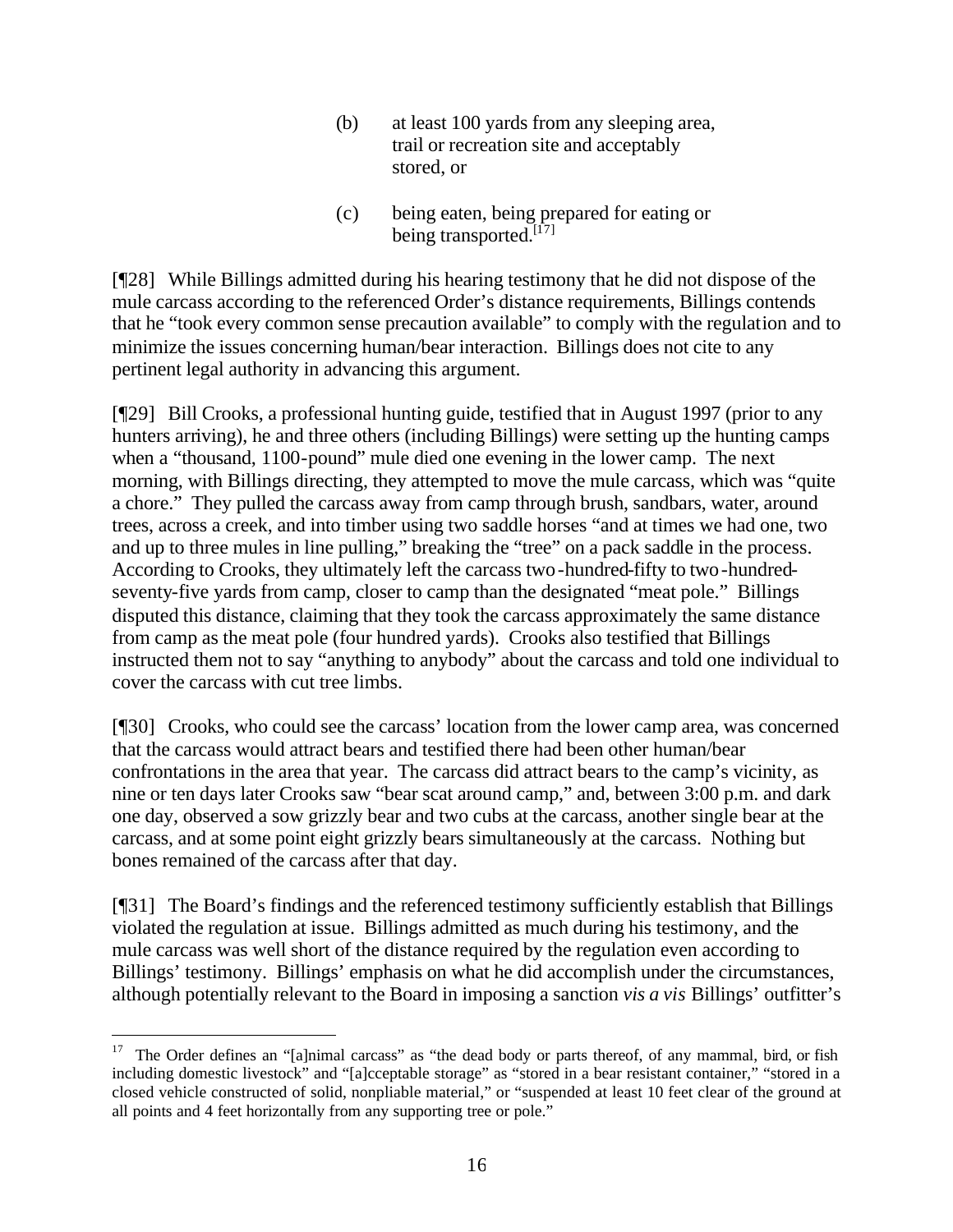> (b) at least 100 yards from any sleeping area, trail or recreation site and acceptably stored, or
>
> (c) being eaten, being prepared for eating or being transported.[17]

[¶28] While Billings admitted during his hearing testimony that he did not dispose of the mule carcass according to the referenced Order's distance requirements, Billings contends that he "took every common sense precaution available" to comply with the regulation and to minimize the issues concerning human/bear interaction. Billings does not cite to any pertinent legal authority in advancing this argument.

[¶29] Bill Crooks, a professional hunting guide, testified that in August 1997 (prior to any hunters arriving), he and three others (including Billings) were setting up the hunting camps when a "thousand, 1100-pound" mule died one evening in the lower camp. The next morning, with Billings directing, they attempted to move the mule carcass, which was "quite a chore." They pulled the carcass away from camp through brush, sandbars, water, around trees, across a creek, and into timber using two saddle horses "and at times we had one, two and up to three mules in line pulling," breaking the "tree" on a pack saddle in the process. According to Crooks, they ultimately left the carcass two-hundred-fifty to two-hundred-seventy-five yards from camp, closer to camp than the designated "meat pole." Billings disputed this distance, claiming that they took the carcass approximately the same distance from camp as the meat pole (four hundred yards). Crooks also testified that Billings instructed them not to say "anything to anybody" about the carcass and told one individual to cover the carcass with cut tree limbs.

[¶30] Crooks, who could see the carcass' location from the lower camp area, was concerned that the carcass would attract bears and testified there had been other human/bear confrontations in the area that year. The carcass did attract bears to the camp's vicinity, as nine or ten days later Crooks saw "bear scat around camp," and, between 3:00 p.m. and dark one day, observed a sow grizzly bear and two cubs at the carcass, another single bear at the carcass, and at some point eight grizzly bears simultaneously at the carcass. Nothing but bones remained of the carcass after that day.

[¶31] The Board's findings and the referenced testimony sufficiently establish that Billings violated the regulation at issue. Billings admitted as much during his testimony, and the mule carcass was well short of the distance required by the regulation even according to Billings' testimony. Billings' emphasis on what he did accomplish under the circumstances, although potentially relevant to the Board in imposing a sanction *vis a vis* Billings' outfitter's

---

[17] The Order defines an "[a]nimal carcass" as "the dead body or parts thereof, of any mammal, bird, or fish including domestic livestock" and "[a]cceptable storage" as "stored in a bear resistant container," "stored in a closed vehicle constructed of solid, nonpliable material," or "suspended at least 10 feet clear of the ground at all points and 4 feet horizontally from any supporting tree or pole."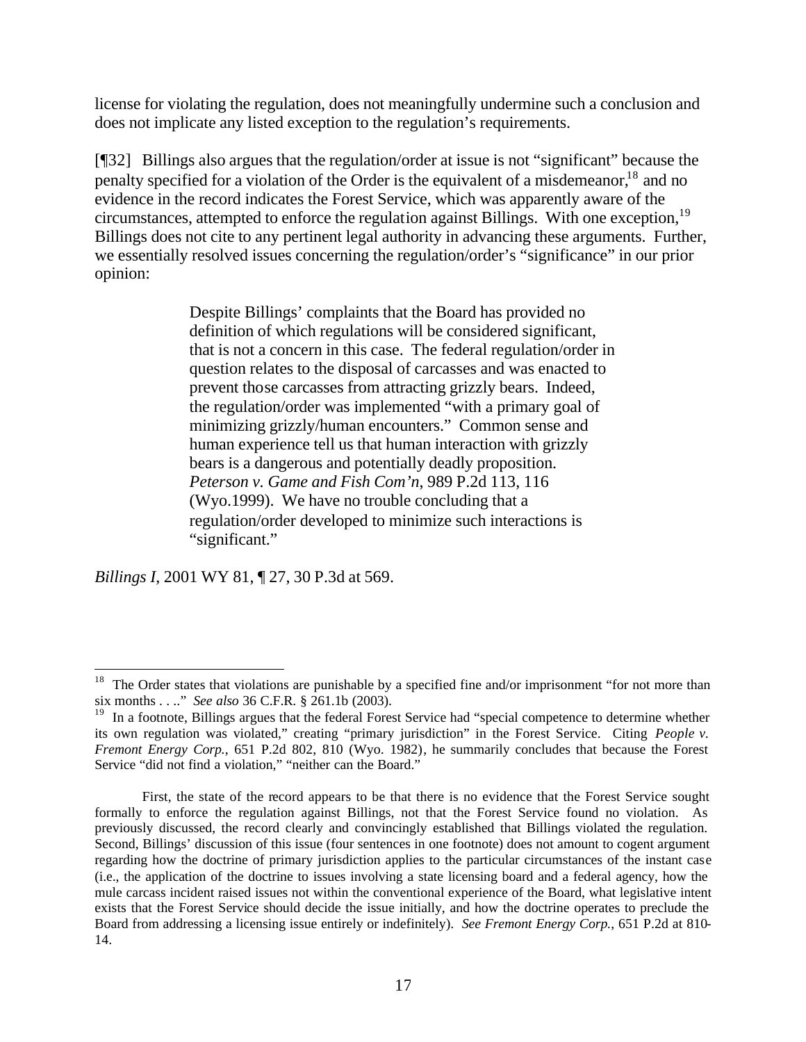license for violating the regulation, does not meaningfully undermine such a conclusion and does not implicate any listed exception to the regulation's requirements.

[¶32] Billings also argues that the regulation/order at issue is not "significant" because the penalty specified for a violation of the Order is the equivalent of a misdemeanor,[18] and no evidence in the record indicates the Forest Service, which was apparently aware of the circumstances, attempted to enforce the regulation against Billings. With one exception,[19] Billings does not cite to any pertinent legal authority in advancing these arguments. Further, we essentially resolved issues concerning the regulation/order's "significance" in our prior opinion:

> Despite Billings' complaints that the Board has provided no definition of which regulations will be considered significant, that is not a concern in this case. The federal regulation/order in question relates to the disposal of carcasses and was enacted to prevent those carcasses from attracting grizzly bears. Indeed, the regulation/order was implemented "with a primary goal of minimizing grizzly/human encounters." Common sense and human experience tell us that human interaction with grizzly bears is a dangerous and potentially deadly proposition. *Peterson v. Game and Fish Com'n*, 989 P.2d 113, 116 (Wyo.1999). We have no trouble concluding that a regulation/order developed to minimize such interactions is "significant."

*Billings I*, 2001 WY 81, ¶ 27, 30 P.3d at 569.

---

[18] The Order states that violations are punishable by a specified fine and/or imprisonment "for not more than six months . . .." *See also* 36 C.F.R. § 261.1b (2003).

[19] In a footnote, Billings argues that the federal Forest Service had "special competence to determine whether its own regulation was violated," creating "primary jurisdiction" in the Forest Service. Citing *People v. Fremont Energy Corp.*, 651 P.2d 802, 810 (Wyo. 1982), he summarily concludes that because the Forest Service "did not find a violation," "neither can the Board."

First, the state of the record appears to be that there is no evidence that the Forest Service sought formally to enforce the regulation against Billings, not that the Forest Service found no violation. As previously discussed, the record clearly and convincingly established that Billings violated the regulation. Second, Billings' discussion of this issue (four sentences in one footnote) does not amount to cogent argument regarding how the doctrine of primary jurisdiction applies to the particular circumstances of the instant case (i.e., the application of the doctrine to issues involving a state licensing board and a federal agency, how the mule carcass incident raised issues not within the conventional experience of the Board, what legislative intent exists that the Forest Service should decide the issue initially, and how the doctrine operates to preclude the Board from addressing a licensing issue entirely or indefinitely). *See Fremont Energy Corp.*, 651 P.2d at 810-14.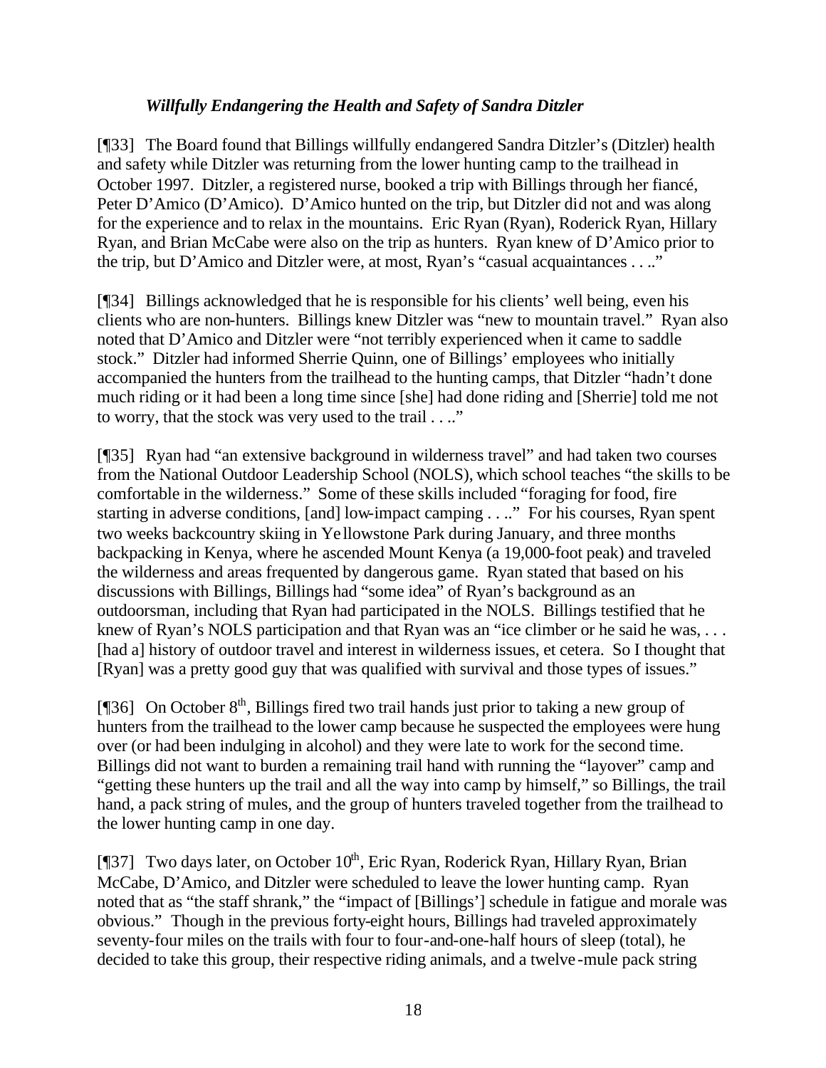### *Willfully Endangering the Health and Safety of Sandra Ditzler*

[¶33] The Board found that Billings willfully endangered Sandra Ditzler's (Ditzler) health and safety while Ditzler was returning from the lower hunting camp to the trailhead in October 1997. Ditzler, a registered nurse, booked a trip with Billings through her fiancé, Peter D'Amico (D'Amico). D'Amico hunted on the trip, but Ditzler did not and was along for the experience and to relax in the mountains. Eric Ryan (Ryan), Roderick Ryan, Hillary Ryan, and Brian McCabe were also on the trip as hunters. Ryan knew of D'Amico prior to the trip, but D'Amico and Ditzler were, at most, Ryan's "casual acquaintances . . .."

[¶34] Billings acknowledged that he is responsible for his clients' well being, even his clients who are non-hunters. Billings knew Ditzler was "new to mountain travel." Ryan also noted that D'Amico and Ditzler were "not terribly experienced when it came to saddle stock." Ditzler had informed Sherrie Quinn, one of Billings' employees who initially accompanied the hunters from the trailhead to the hunting camps, that Ditzler "hadn't done much riding or it had been a long time since [she] had done riding and [Sherrie] told me not to worry, that the stock was very used to the trail . . .."

[¶35] Ryan had "an extensive background in wilderness travel" and had taken two courses from the National Outdoor Leadership School (NOLS), which school teaches "the skills to be comfortable in the wilderness." Some of these skills included "foraging for food, fire starting in adverse conditions, [and] low-impact camping . . .." For his courses, Ryan spent two weeks backcountry skiing in Yellowstone Park during January, and three months backpacking in Kenya, where he ascended Mount Kenya (a 19,000-foot peak) and traveled the wilderness and areas frequented by dangerous game. Ryan stated that based on his discussions with Billings, Billings had "some idea" of Ryan's background as an outdoorsman, including that Ryan had participated in the NOLS. Billings testified that he knew of Ryan's NOLS participation and that Ryan was an "ice climber or he said he was, . . . [had a] history of outdoor travel and interest in wilderness issues, et cetera. So I thought that [Ryan] was a pretty good guy that was qualified with survival and those types of issues."

[¶36] On October 8th, Billings fired two trail hands just prior to taking a new group of hunters from the trailhead to the lower camp because he suspected the employees were hung over (or had been indulging in alcohol) and they were late to work for the second time. Billings did not want to burden a remaining trail hand with running the "layover" camp and "getting these hunters up the trail and all the way into camp by himself," so Billings, the trail hand, a pack string of mules, and the group of hunters traveled together from the trailhead to the lower hunting camp in one day.

[¶37] Two days later, on October 10th, Eric Ryan, Roderick Ryan, Hillary Ryan, Brian McCabe, D'Amico, and Ditzler were scheduled to leave the lower hunting camp. Ryan noted that as "the staff shrank," the "impact of [Billings'] schedule in fatigue and morale was obvious." Though in the previous forty-eight hours, Billings had traveled approximately seventy-four miles on the trails with four-and-one-half hours of sleep (total), he decided to take this group, their respective riding animals, and a twelve-mule pack string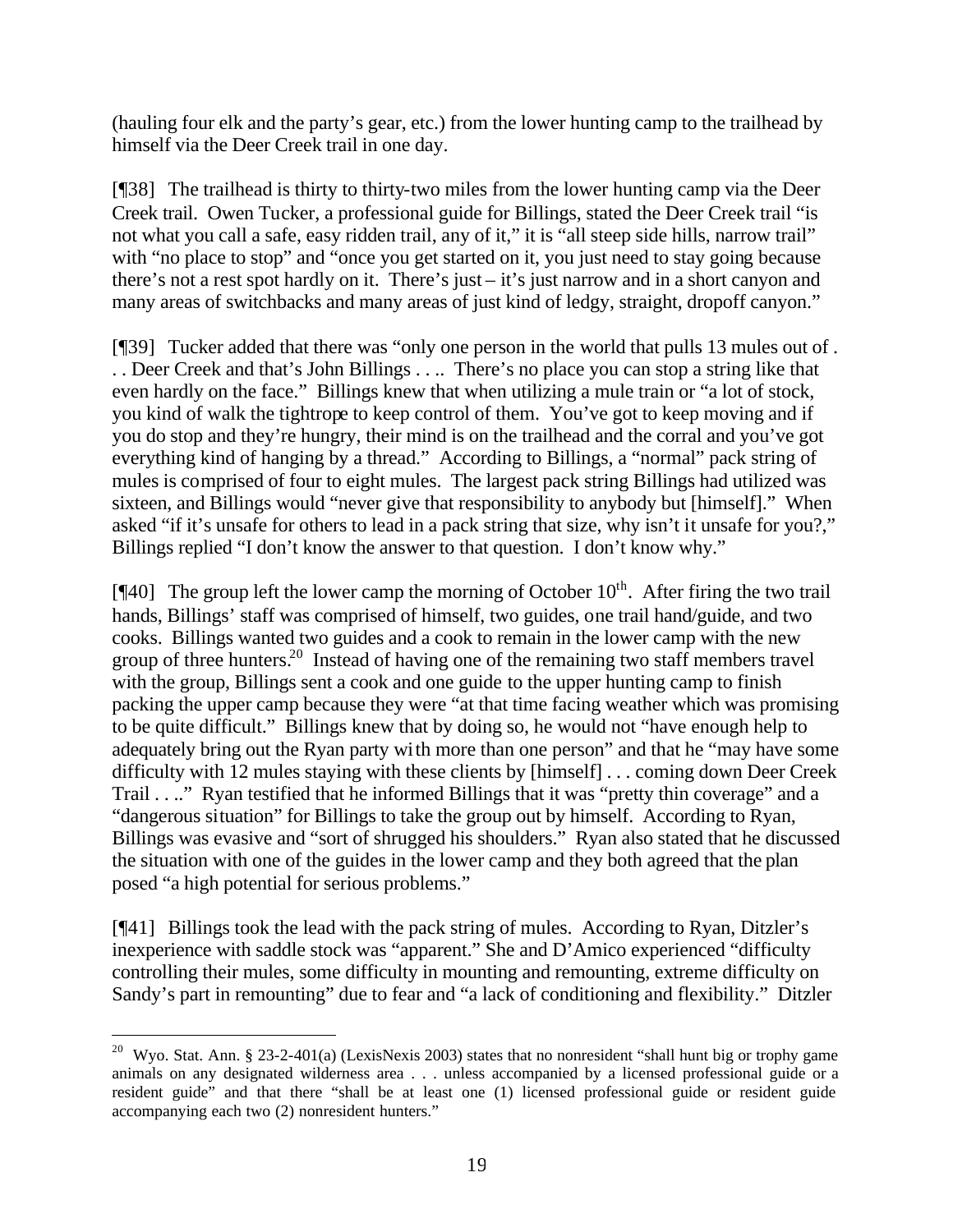(hauling four elk and the party's gear, etc.) from the lower hunting camp to the trailhead by himself via the Deer Creek trail in one day.

[¶38] The trailhead is thirty to thirty-two miles from the lower hunting camp via the Deer Creek trail. Owen Tucker, a professional guide for Billings, stated the Deer Creek trail "is not what you call a safe, easy ridden trail, any of it," it is "all steep side hills, narrow trail" with "no place to stop" and "once you get started on it, you just need to stay going because there's not a rest spot hardly on it. There's just – it's just narrow and in a short canyon and many areas of switchbacks and many areas of just kind of ledgy, straight, dropoff canyon."

[¶39] Tucker added that there was "only one person in the world that pulls 13 mules out of . . . Deer Creek and that's John Billings . . .. There's no place you can stop a string like that even hardly on the face." Billings knew that when utilizing a mule train or "a lot of stock, you kind of walk the tightrope to keep control of them. You've got to keep moving and if you do stop and they're hungry, their mind is on the trailhead and the corral and you've got everything kind of hanging by a thread." According to Billings, a "normal" pack string of mules is comprised of four to eight mules. The largest pack string Billings had utilized was sixteen, and Billings would "never give that responsibility to anybody but [himself]." When asked "if it's unsafe for others to lead in a pack string that size, why isn't it unsafe for you?," Billings replied "I don't know the answer to that question. I don't know why."

[¶40] The group left the lower camp the morning of October 10th. After firing the two trail hands, Billings' staff was comprised of himself, two guides, one trail hand/guide, and two cooks. Billings wanted two guides and a cook to remain in the lower camp with the new group of three hunters.[20] Instead of having one of the remaining two staff members travel with the group, Billings sent a cook and one guide to the upper hunting camp to finish packing the upper camp because they were "at that time facing weather which was promising to be quite difficult." Billings knew that by doing so, he would not "have enough help to adequately bring out the Ryan party with more than one person" and that he "may have some difficulty with 12 mules staying with these clients by [himself] . . . coming down Deer Creek Trail . . .." Ryan testified that he informed Billings that it was "pretty thin coverage" and a "dangerous situation" for Billings to take the group out by himself. According to Ryan, Billings was evasive and "sort of shrugged his shoulders." Ryan also stated that he discussed the situation with one of the guides in the lower camp and they both agreed that the plan posed "a high potential for serious problems."

[¶41] Billings took the lead with the pack string of mules. According to Ryan, Ditzler's inexperience with saddle stock was "apparent." She and D'Amico experienced "difficulty controlling their mules, some difficulty in mounting and remounting, extreme difficulty on Sandy's part in remounting" due to fear and "a lack of conditioning and flexibility." Ditzler

---

[20] Wyo. Stat. Ann. § 23-2-401(a) (LexisNexis 2003) states that no nonresident "shall hunt big or trophy game animals on any designated wilderness area . . . unless accompanied by a licensed professional guide or a resident guide" and that there "shall be at least one (1) licensed professional guide or resident guide accompanying each two (2) nonresident hunters."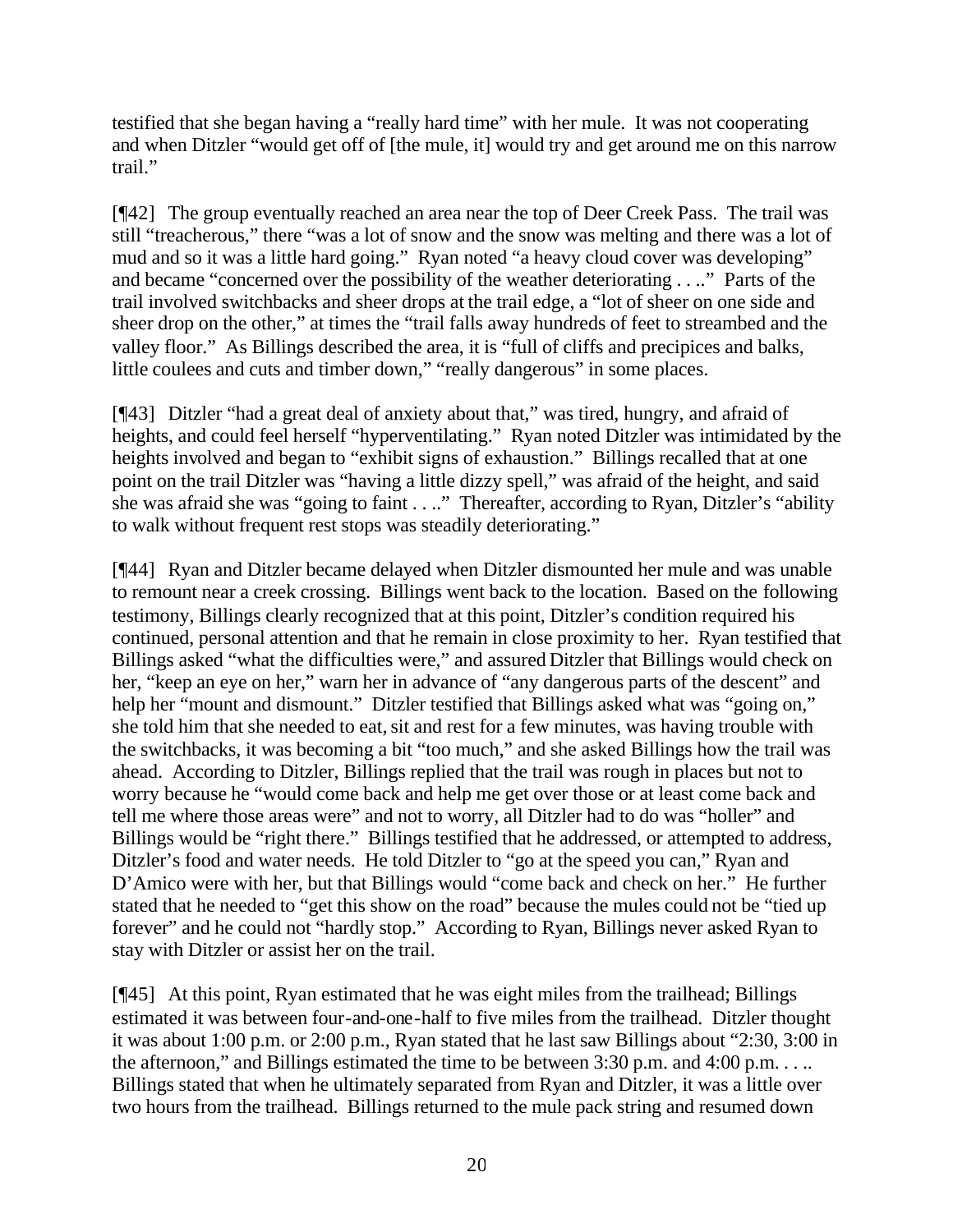testified that she began having a "really hard time" with her mule. It was not cooperating and when Ditzler "would get off of [the mule, it] would try and get around me on this narrow trail."

[¶42] The group eventually reached an area near the top of Deer Creek Pass. The trail was still "treacherous," there "was a lot of snow and the snow was melting and there was a lot of mud and so it was a little hard going." Ryan noted "a heavy cloud cover was developing" and became "concerned over the possibility of the weather deteriorating . . .." Parts of the trail involved switchbacks and sheer drops at the trail edge, a "lot of sheer on one side and sheer drop on the other," at times the "trail falls away hundreds of feet to streambed and the valley floor." As Billings described the area, it is "full of cliffs and precipices and balks, little coulees and cuts and timber down," "really dangerous" in some places.

[¶43] Ditzler "had a great deal of anxiety about that," was tired, hungry, and afraid of heights, and could feel herself "hyperventilating." Ryan noted Ditzler was intimidated by the heights involved and began to "exhibit signs of exhaustion." Billings recalled that at one point on the trail Ditzler was "having a little dizzy spell," was afraid of the height, and said she was afraid she was "going to faint . . .." Thereafter, according to Ryan, Ditzler's "ability to walk without frequent rest stops was steadily deteriorating."

[¶44] Ryan and Ditzler became delayed when Ditzler dismounted her mule and was unable to remount near a creek crossing. Billings went back to the location. Based on the following testimony, Billings clearly recognized that at this point, Ditzler's condition required his continued, personal attention and that he remain in close proximity to her. Ryan testified that Billings asked "what the difficulties were," and assured Ditzler that Billings would check on her, "keep an eye on her," warn her in advance of "any dangerous parts of the descent" and help her "mount and dismount." Ditzler testified that Billings asked what was "going on," she told him that she needed to eat, sit and rest for a few minutes, was having trouble with the switchbacks, it was becoming a bit "too much," and she asked Billings how the trail was ahead. According to Ditzler, Billings replied that the trail was rough in places but not to worry because he "would come back and help me get over those or at least come back and tell me where those areas were" and not to worry, all Ditzler had to do was "holler" and Billings would be "right there." Billings testified that he addressed, or attempted to address, Ditzler's food and water needs. He told Ditzler to "go at the speed you can," Ryan and D'Amico were with her, but that Billings would "come back and check on her." He further stated that he needed to "get this show on the road" because the mules could not be "tied up forever" and he could not "hardly stop." According to Ryan, Billings never asked Ryan to stay with Ditzler or assist her on the trail.

[¶45] At this point, Ryan estimated that he was eight miles from the trailhead; Billings estimated it was between four-and-one-half to five miles from the trailhead. Ditzler thought it was about 1:00 p.m. or 2:00 p.m., Ryan stated that he last saw Billings about "2:30, 3:00 in the afternoon," and Billings estimated the time to be between 3:30 p.m. and 4:00 p.m. . . .. Billings stated that when he ultimately separated from Ryan and Ditzler, it was a little over two hours from the trailhead. Billings returned to the mule pack string and resumed down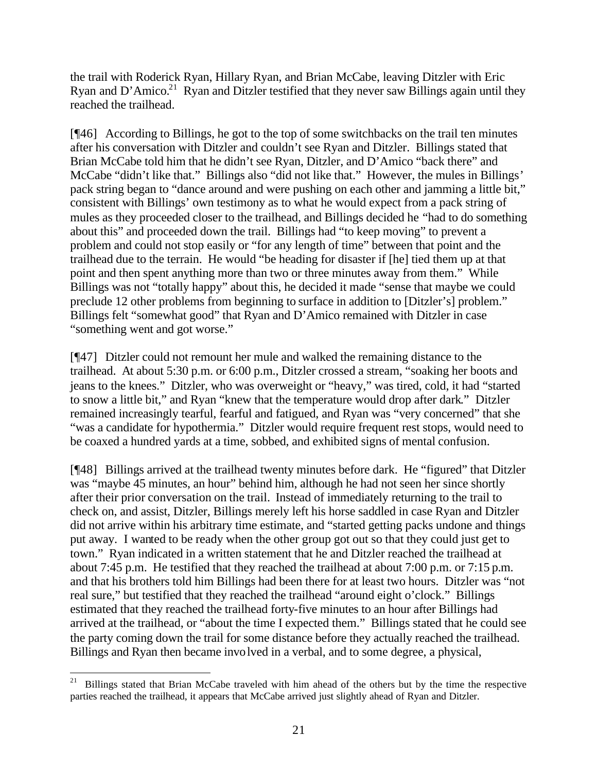the trail with Roderick Ryan, Hillary Ryan, and Brian McCabe, leaving Ditzler with Eric Ryan and D'Amico.[21] Ryan and Ditzler testified that they never saw Billings again until they reached the trailhead.

[¶46] According to Billings, he got to the top of some switchbacks on the trail ten minutes after his conversation with Ditzler and couldn't see Ryan and Ditzler. Billings stated that Brian McCabe told him that he didn't see Ryan, Ditzler, and D'Amico "back there" and McCabe "didn't like that." Billings also "did not like that." However, the mules in Billings' pack string began to "dance around and were pushing on each other and jamming a little bit," consistent with Billings' own testimony as to what he would expect from a pack string of mules as they proceeded closer to the trailhead, and Billings decided he "had to do something about this" and proceeded down the trail. Billings had "to keep moving" to prevent a problem and could not stop easily or "for any length of time" between that point and the trailhead due to the terrain. He would "be heading for disaster if [he] tied them up at that point and then spent anything more than two or three minutes away from them." While Billings was not "totally happy" about this, he decided it made "sense that maybe we could preclude 12 other problems from beginning to surface in addition to [Ditzler's] problem." Billings felt "somewhat good" that Ryan and D'Amico remained with Ditzler in case "something went and got worse."

[¶47] Ditzler could not remount her mule and walked the remaining distance to the trailhead. At about 5:30 p.m. or 6:00 p.m., Ditzler crossed a stream, "soaking her boots and jeans to the knees." Ditzler, who was overweight or "heavy," was tired, cold, it had "started to snow a little bit," and Ryan "knew that the temperature would drop after dark." Ditzler remained increasingly tearful, fearful and fatigued, and Ryan was "very concerned" that she "was a candidate for hypothermia." Ditzler would require frequent rest stops, would need to be coaxed a hundred yards at a time, sobbed, and exhibited signs of mental confusion.

[¶48] Billings arrived at the trailhead twenty minutes before dark. He "figured" that Ditzler was "maybe 45 minutes, an hour" behind him, although he had not seen her since shortly after their prior conversation on the trail. Instead of immediately returning to the trail to check on, and assist, Ditzler, Billings merely left his horse saddled in case Ryan and Ditzler did not arrive within his arbitrary time estimate, and "started getting packs undone and things put away. I wanted to be ready when the other group got out so that they could just get to town." Ryan indicated in a written statement that he and Ditzler reached the trailhead at about 7:45 p.m. He testified that they reached the trailhead at about 7:00 p.m. or 7:15 p.m. and that his brothers told him Billings had been there for at least two hours. Ditzler was "not real sure," but testified that they reached the trailhead "around eight o'clock." Billings estimated that they reached the trailhead forty-five minutes to an hour after Billings had arrived at the trailhead, or "about the time I expected them." Billings stated that he could see the party coming down the trail for some distance before they actually reached the trailhead. Billings and Ryan then became involved in a verbal, and to some degree, a physical,

---

[21] Billings stated that Brian McCabe traveled with him ahead of the others but by the time the respective parties reached the trailhead, it appears that McCabe arrived just slightly ahead of Ryan and Ditzler.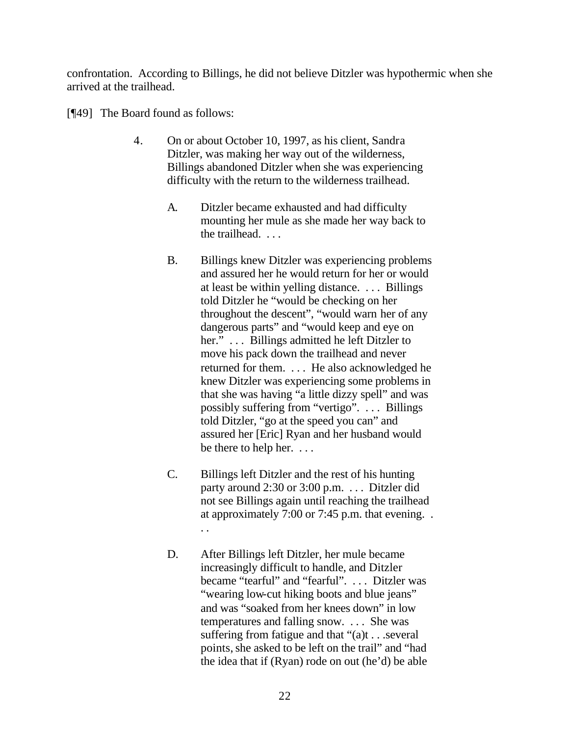confrontation. According to Billings, he did not believe Ditzler was hypothermic when she arrived at the trailhead.

[¶49] The Board found as follows:

> 4. On or about October 10, 1997, as his client, Sandra Ditzler, was making her way out of the wilderness, Billings abandoned Ditzler when she was experiencing difficulty with the return to the wilderness trailhead.
>
> A. Ditzler became exhausted and had difficulty mounting her mule as she made her way back to the trailhead. . . .
>
> B. Billings knew Ditzler was experiencing problems and assured her he would return for her or would at least be within yelling distance. . . . Billings told Ditzler he "would be checking on her throughout the descent", "would warn her of any dangerous parts" and "would keep and eye on her." . . . Billings admitted he left Ditzler to move his pack down the trailhead and never returned for them. . . . He also acknowledged he knew Ditzler was experiencing some problems in that she was having "a little dizzy spell" and was possibly suffering from "vertigo". . . . Billings told Ditzler, "go at the speed you can" and assured her [Eric] Ryan and her husband would be there to help her. . . .
>
> C. Billings left Ditzler and the rest of his hunting party around 2:30 or 3:00 p.m. . . . Ditzler did not see Billings again until reaching the trailhead at approximately 7:00 or 7:45 p.m. that evening. . . .
>
> D. After Billings left Ditzler, her mule became increasingly difficult to handle, and Ditzler became "tearful" and "fearful". . . . Ditzler was "wearing low-cut hiking boots and blue jeans" and was "soaked from her knees down" in low temperatures and falling snow. . . . She was suffering from fatigue and that "(a)t . . .several points, she asked to be left on the trail" and "had the idea that if (Ryan) rode on out (he'd) be able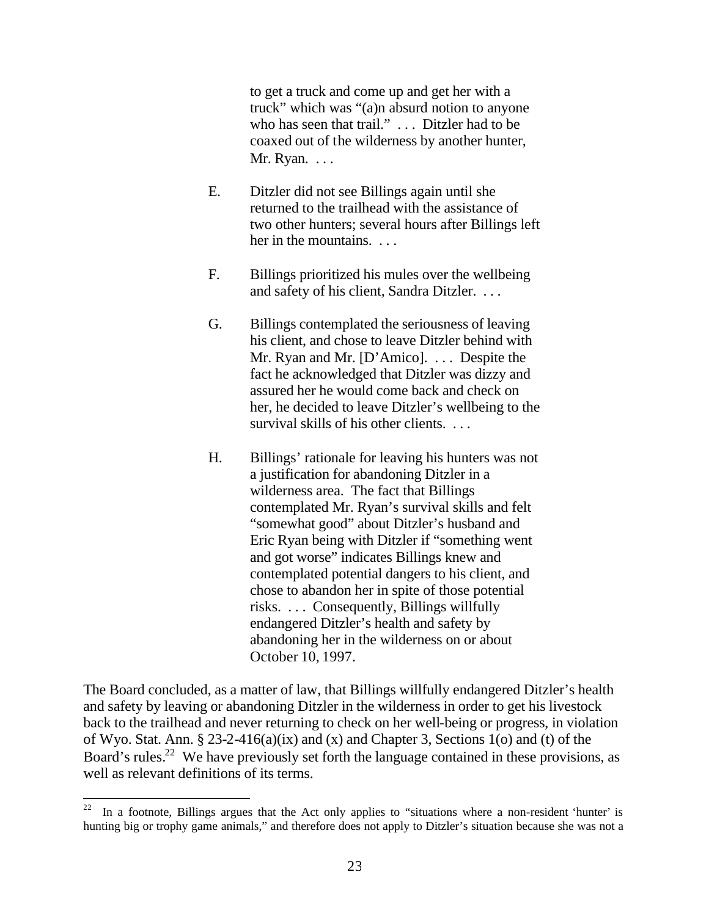> to get a truck and come up and get her with a truck" which was "(a)n absurd notion to anyone who has seen that trail." . . . Ditzler had to be coaxed out of the wilderness by another hunter, Mr. Ryan. . . .
>
> E. Ditzler did not see Billings again until she returned to the trailhead with the assistance of two other hunters; several hours after Billings left her in the mountains. . . .
>
> F. Billings prioritized his mules over the wellbeing and safety of his client, Sandra Ditzler. . . .
>
> G. Billings contemplated the seriousness of leaving his client, and chose to leave Ditzler behind with Mr. Ryan and Mr. [D'Amico]. . . . Despite the fact he acknowledged that Ditzler was dizzy and assured her he would come back and check on her, he decided to leave Ditzler's wellbeing to the survival skills of his other clients. . . .
>
> H. Billings' rationale for leaving his hunters was not a justification for abandoning Ditzler in a wilderness area. The fact that Billings contemplated Mr. Ryan's survival skills and felt "somewhat good" about Ditzler's husband and Eric Ryan being with Ditzler if "something went and got worse" indicates Billings knew and contemplated potential dangers to his client, and chose to abandon her in spite of those potential risks. . . . Consequently, Billings willfully endangered Ditzler's health and safety by abandoning her in the wilderness on or about October 10, 1997.

The Board concluded, as a matter of law, that Billings willfully endangered Ditzler's health and safety by leaving or abandoning Ditzler in the wilderness in order to get his livestock back to the trailhead and never returning to check on her well-being or progress, in violation of Wyo. Stat. Ann. § 23-2-416(a)(ix) and (x) and Chapter 3, Sections 1(o) and (t) of the Board's rules.[22] We have previously set forth the language contained in these provisions, as well as relevant definitions of its terms.

---

[22] In a footnote, Billings argues that the Act only applies to "situations where a non-resident 'hunter' is hunting big or trophy game animals," and therefore does not apply to Ditzler's situation because she was not a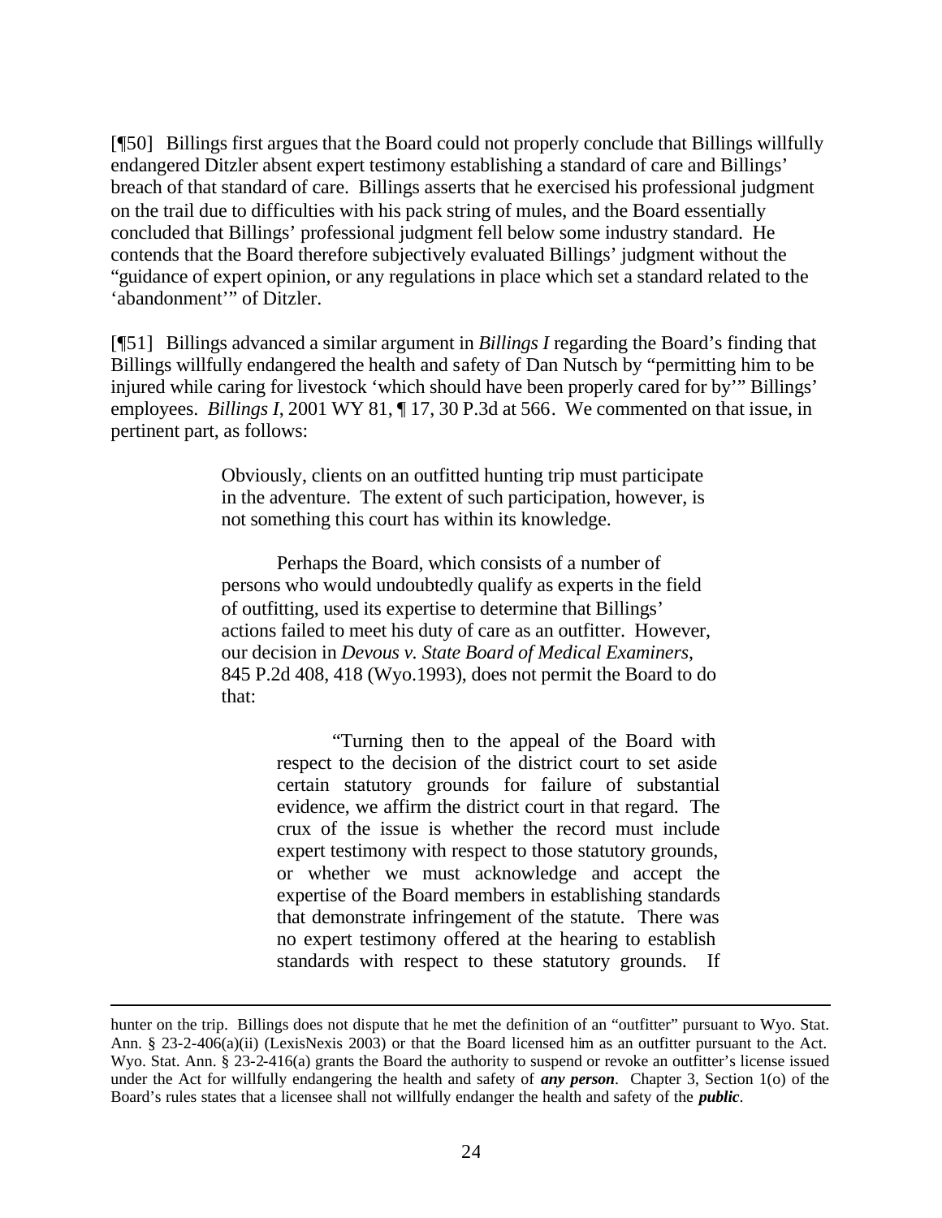[¶50] Billings first argues that the Board could not properly conclude that Billings willfully endangered Ditzler absent expert testimony establishing a standard of care and Billings' breach of that standard of care. Billings asserts that he exercised his professional judgment on the trail due to difficulties with his pack string of mules, and the Board essentially concluded that Billings' professional judgment fell below some industry standard. He contends that the Board therefore subjectively evaluated Billings' judgment without the "guidance of expert opinion, or any regulations in place which set a standard related to the 'abandonment'" of Ditzler.

[¶51] Billings advanced a similar argument in *Billings I* regarding the Board's finding that Billings willfully endangered the health and safety of Dan Nutsch by "permitting him to be injured while caring for livestock 'which should have been properly cared for by'" Billings' employees. *Billings I*, 2001 WY 81, ¶ 17, 30 P.3d at 566. We commented on that issue, in pertinent part, as follows:

> Obviously, clients on an outfitted hunting trip must participate in the adventure. The extent of such participation, however, is not something this court has within its knowledge.
>
> Perhaps the Board, which consists of a number of persons who would undoubtedly qualify as experts in the field of outfitting, used its expertise to determine that Billings' actions failed to meet his duty of care as an outfitter. However, our decision in *Devous v. State Board of Medical Examiners*, 845 P.2d 408, 418 (Wyo.1993), does not permit the Board to do that:
>
> > "Turning then to the appeal of the Board with respect to the decision of the district court to set aside certain statutory grounds for failure of substantial evidence, we affirm the district court in that regard. The crux of the issue is whether the record must include expert testimony with respect to those statutory grounds, or whether we must acknowledge and accept the expertise of the Board members in establishing standards that demonstrate infringement of the statute. There was no expert testimony offered at the hearing to establish standards with respect to these statutory grounds. If

---

hunter on the trip. Billings does not dispute that he met the definition of an "outfitter" pursuant to Wyo. Stat. Ann. § 23-2-406(a)(ii) (LexisNexis 2003) or that the Board licensed him as an outfitter pursuant to the Act. Wyo. Stat. Ann. § 23-2-416(a) grants the Board the authority to suspend or revoke an outfitter's license issued under the Act for willfully endangering the health and safety of ***any person***. Chapter 3, Section 1(o) of the Board's rules states that a licensee shall not willfully endanger the health and safety of the ***public***.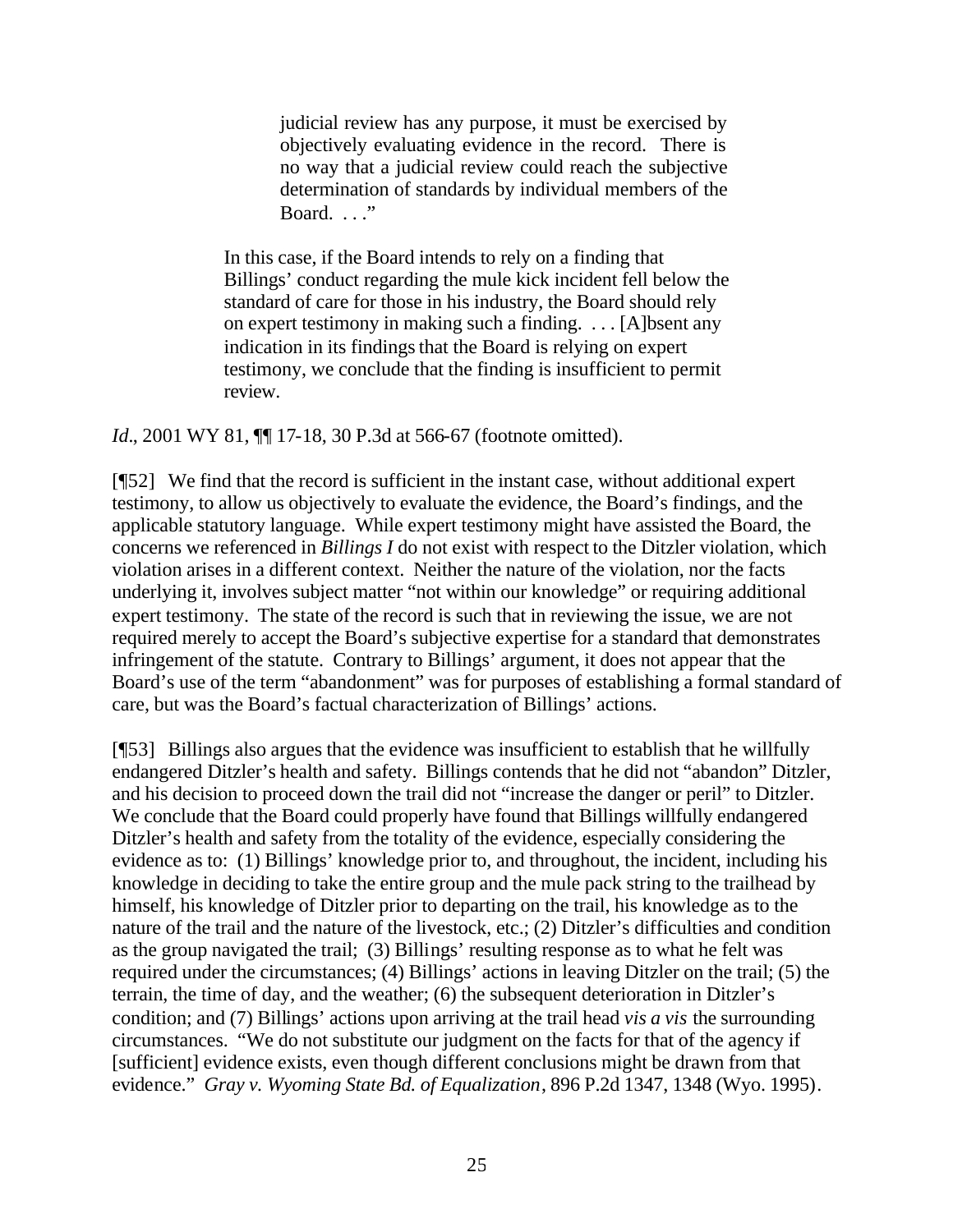> judicial review has any purpose, it must be exercised by objectively evaluating evidence in the record. There is no way that a judicial review could reach the subjective determination of standards by individual members of the Board. . . ."
>
> In this case, if the Board intends to rely on a finding that Billings' conduct regarding the mule kick incident fell below the standard of care for those in his industry, the Board should rely on expert testimony in making such a finding. . . . [A]bsent any indication in its findings that the Board is relying on expert testimony, we conclude that the finding is insufficient to permit review.

*Id*., 2001 WY 81, ¶¶ 17-18, 30 P.3d at 566-67 (footnote omitted).

[¶52] We find that the record is sufficient in the instant case, without additional expert testimony, to allow us objectively to evaluate the evidence, the Board's findings, and the applicable statutory language. While expert testimony might have assisted the Board, the concerns we referenced in *Billings I* do not exist with respect to the Ditzler violation, which violation arises in a different context. Neither the nature of the violation, nor the facts underlying it, involves subject matter "not within our knowledge" or requiring additional expert testimony. The state of the record is such that in reviewing the issue, we are not required merely to accept the Board's subjective expertise for a standard that demonstrates infringement of the statute. Contrary to Billings' argument, it does not appear that the Board's use of the term "abandonment" was for purposes of establishing a formal standard of care, but was the Board's factual characterization of Billings' actions.

[¶53] Billings also argues that the evidence was insufficient to establish that he willfully endangered Ditzler's health and safety. Billings contends that he did not "abandon" Ditzler, and his decision to proceed down the trail did not "increase the danger or peril" to Ditzler. We conclude that the Board could properly have found that Billings willfully endangered Ditzler's health and safety from the totality of the evidence, especially considering the evidence as to: (1) Billings' knowledge prior to, and throughout, the incident, including his knowledge in deciding to take the entire group and the mule pack string to the trailhead by himself, his knowledge of Ditzler prior to departing on the trail, his knowledge as to the nature of the trail and the nature of the livestock, etc.; (2) Ditzler's difficulties and condition as the group navigated the trail; (3) Billings' resulting response as to what he felt was required under the circumstances; (4) Billings' actions in leaving Ditzler on the trail; (5) the terrain, the time of day, and the weather; (6) the subsequent deterioration in Ditzler's condition; and (7) Billings' actions upon arriving at the trail head *vis a vis* the surrounding circumstances. "We do not substitute our judgment on the facts for that of the agency if [sufficient] evidence exists, even though different conclusions might be drawn from that evidence." *Gray v. Wyoming State Bd. of Equalization*, 896 P.2d 1347, 1348 (Wyo. 1995).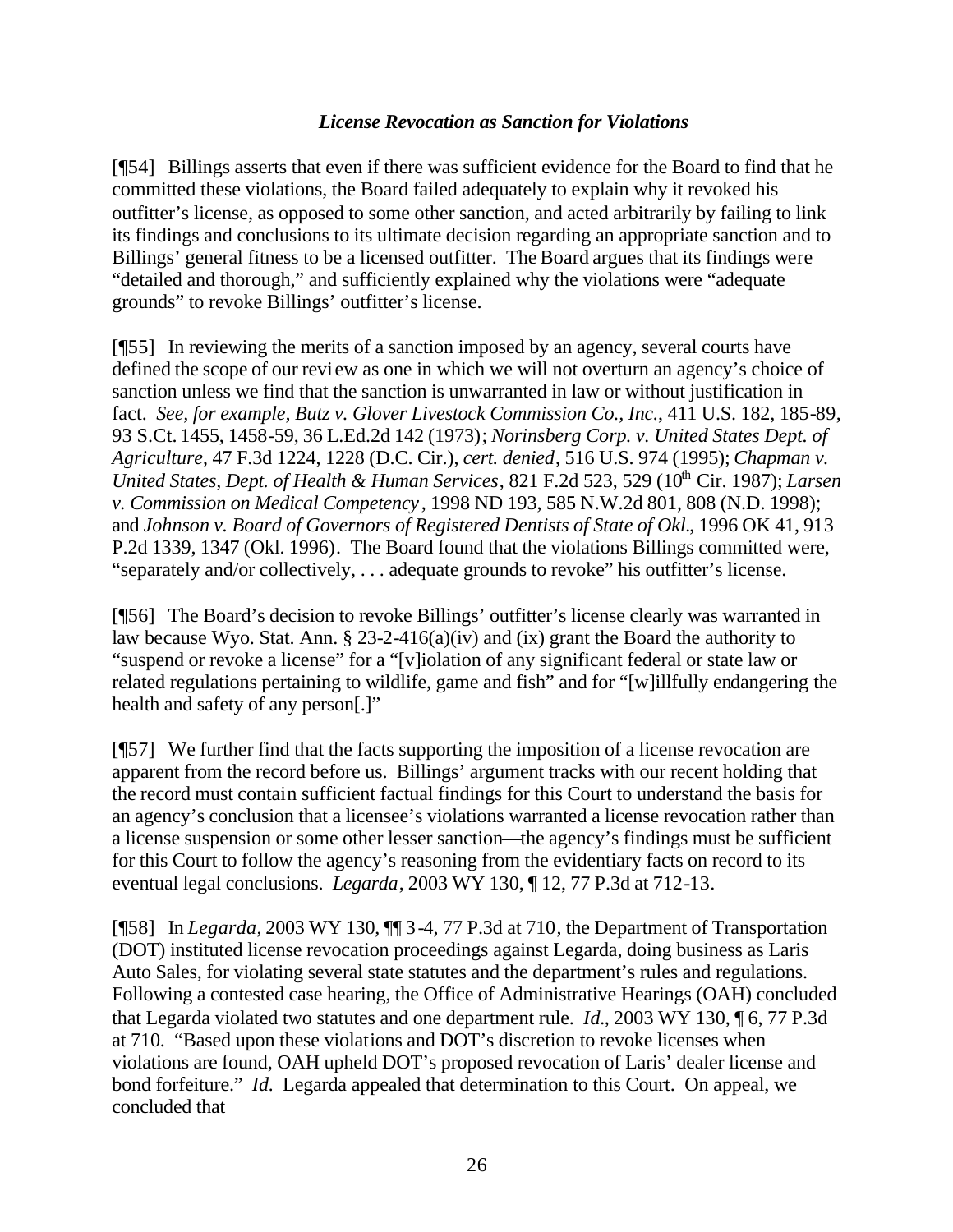### *License Revocation as Sanction for Violations*

[¶54] Billings asserts that even if there was sufficient evidence for the Board to find that he committed these violations, the Board failed adequately to explain why it revoked his outfitter's license, as opposed to some other sanction, and acted arbitrarily by failing to link its findings and conclusions to its ultimate decision regarding an appropriate sanction and to Billings' general fitness to be a licensed outfitter. The Board argues that its findings were "detailed and thorough," and sufficiently explained why the violations were "adequate grounds" to revoke Billings' outfitter's license.

[¶55] In reviewing the merits of a sanction imposed by an agency, several courts have defined the scope of our review as one in which we will not overturn an agency's choice of sanction unless we find that the sanction is unwarranted in law or without justification in fact. *See, for example, Butz v. Glover Livestock Commission Co., Inc.*, 411 U.S. 182, 185-89, 93 S.Ct. 1455, 1458-59, 36 L.Ed.2d 142 (1973); *Norinsberg Corp. v. United States Dept. of Agriculture*, 47 F.3d 1224, 1228 (D.C. Cir.), *cert. denied*, 516 U.S. 974 (1995); *Chapman v. United States, Dept. of Health & Human Services*, 821 F.2d 523, 529 (10th Cir. 1987); *Larsen v. Commission on Medical Competency*, 1998 ND 193, 585 N.W.2d 801, 808 (N.D. 1998); and *Johnson v. Board of Governors of Registered Dentists of State of Okl.*, 1996 OK 41, 913 P.2d 1339, 1347 (Okl. 1996). The Board found that the violations Billings committed were, "separately and/or collectively, . . . adequate grounds to revoke" his outfitter's license.

[¶56] The Board's decision to revoke Billings' outfitter's license clearly was warranted in law because Wyo. Stat. Ann. § 23-2-416(a)(iv) and (ix) grant the Board the authority to "suspend or revoke a license" for a "[v]iolation of any significant federal or state law or related regulations pertaining to wildlife, game and fish" and for "[w]illfully endangering the health and safety of any person[.]"

[¶57] We further find that the facts supporting the imposition of a license revocation are apparent from the record before us. Billings' argument tracks with our recent holding that the record must contain sufficient factual findings for this Court to understand the basis for an agency's conclusion that a licensee's violations warranted a license revocation rather than a license suspension or some other lesser sanction—the agency's findings must be sufficient for this Court to follow the agency's reasoning from the evidentiary facts on record to its eventual legal conclusions. *Legarda*, 2003 WY 130, ¶ 12, 77 P.3d at 712-13.

[¶58] In *Legarda*, 2003 WY 130, ¶¶ 3-4, 77 P.3d at 710, the Department of Transportation (DOT) instituted license revocation proceedings against Legarda, doing business as Laris Auto Sales, for violating several state statutes and the department's rules and regulations. Following a contested case hearing, the Office of Administrative Hearings (OAH) concluded that Legarda violated two statutes and one department rule. *Id.*, 2003 WY 130, ¶ 6, 77 P.3d at 710. "Based upon these violations and DOT's discretion to revoke licenses when violations are found, OAH upheld DOT's proposed revocation of Laris' dealer license and bond forfeiture." *Id.* Legarda appealed that determination to this Court. On appeal, we concluded that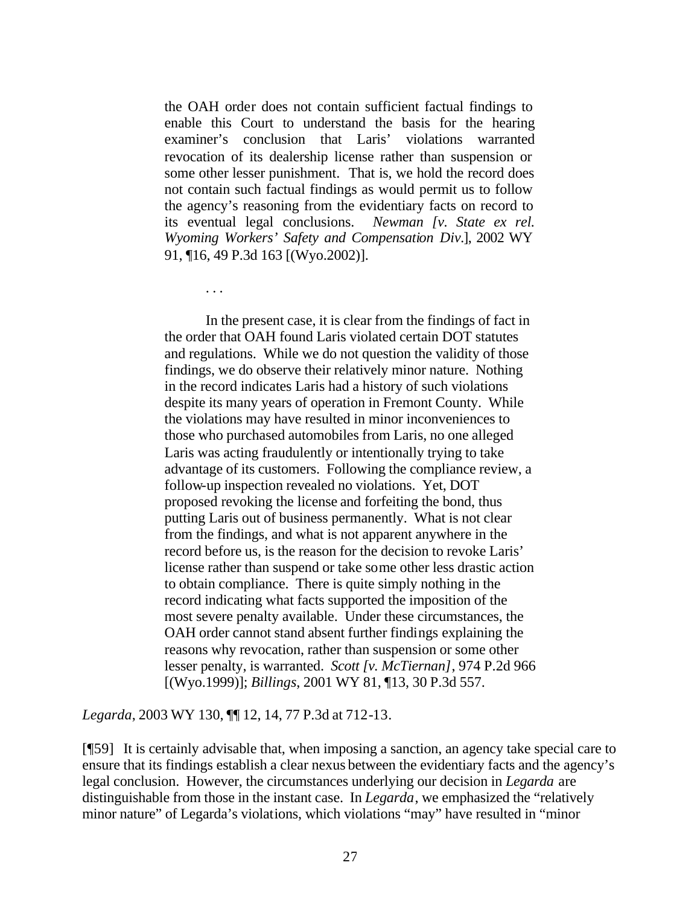> the OAH order does not contain sufficient factual findings to enable this Court to understand the basis for the hearing examiner's conclusion that Laris' violations warranted revocation of its dealership license rather than suspension or some other lesser punishment. That is, we hold the record does not contain such factual findings as would permit us to follow the agency's reasoning from the evidentiary facts on record to its eventual legal conclusions. *Newman [v. State ex rel. Wyoming Workers' Safety and Compensation Div.*], 2002 WY 91, ¶16, 49 P.3d 163 [(Wyo.2002)].
>
> . . .
>
> In the present case, it is clear from the findings of fact in the order that OAH found Laris violated certain DOT statutes and regulations. While we do not question the validity of those findings, we do observe their relatively minor nature. Nothing in the record indicates Laris had a history of such violations despite its many years of operation in Fremont County. While the violations may have resulted in minor inconveniences to those who purchased automobiles from Laris, no one alleged Laris was acting fraudulently or intentionally trying to take advantage of its customers. Following the compliance review, a follow-up inspection revealed no violations. Yet, DOT proposed revoking the license and forfeiting the bond, thus putting Laris out of business permanently. What is not clear from the findings, and what is not apparent anywhere in the record before us, is the reason for the decision to revoke Laris' license rather than suspend or take some other less drastic action to obtain compliance. There is quite simply nothing in the record indicating what facts supported the imposition of the most severe penalty available. Under these circumstances, the OAH order cannot stand absent further findings explaining the reasons why revocation, rather than suspension or some other lesser penalty, is warranted. *Scott [v. McTiernan]*, 974 P.2d 966 [(Wyo.1999)]; *Billings*, 2001 WY 81, ¶13, 30 P.3d 557.

*Legarda*, 2003 WY 130, ¶¶ 12, 14, 77 P.3d at 712-13.

[¶59] It is certainly advisable that, when imposing a sanction, an agency take special care to ensure that its findings establish a clear nexus between the evidentiary facts and the agency's legal conclusion. However, the circumstances underlying our decision in *Legarda* are distinguishable from those in the instant case. In *Legarda*, we emphasized the "relatively minor nature" of Legarda's violations, which violations "may" have resulted in "minor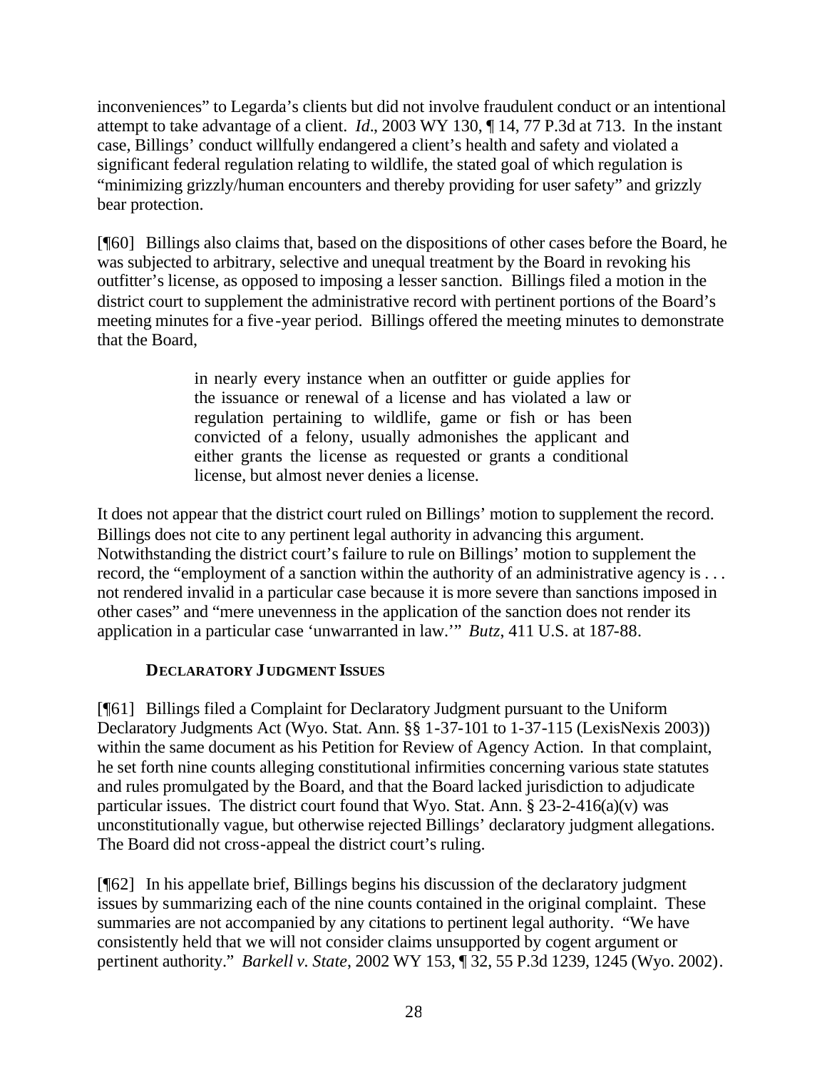inconveniences" to Legarda's clients but did not involve fraudulent conduct or an intentional attempt to take advantage of a client. *Id*., 2003 WY 130, ¶ 14, 77 P.3d at 713. In the instant case, Billings' conduct willfully endangered a client's health and safety and violated a significant federal regulation relating to wildlife, the stated goal of which regulation is "minimizing grizzly/human encounters and thereby providing for user safety" and grizzly bear protection.

[¶60] Billings also claims that, based on the dispositions of other cases before the Board, he was subjected to arbitrary, selective and unequal treatment by the Board in revoking his outfitter's license, as opposed to imposing a lesser sanction. Billings filed a motion in the district court to supplement the administrative record with pertinent portions of the Board's meeting minutes for a five-year period. Billings offered the meeting minutes to demonstrate that the Board,

> in nearly every instance when an outfitter or guide applies for the issuance or renewal of a license and has violated a law or regulation pertaining to wildlife, game or fish or has been convicted of a felony, usually admonishes the applicant and either grants the license as requested or grants a conditional license, but almost never denies a license.

It does not appear that the district court ruled on Billings' motion to supplement the record. Billings does not cite to any pertinent legal authority in advancing this argument. Notwithstanding the district court's failure to rule on Billings' motion to supplement the record, the "employment of a sanction within the authority of an administrative agency is . . . not rendered invalid in a particular case because it is more severe than sanctions imposed in other cases" and "mere unevenness in the application of the sanction does not render its application in a particular case 'unwarranted in law.'" *Butz*, 411 U.S. at 187-88.

**DECLARATORY JUDGMENT ISSUES**

[¶61] Billings filed a Complaint for Declaratory Judgment pursuant to the Uniform Declaratory Judgments Act (Wyo. Stat. Ann. §§ 1-37-101 to 1-37-115 (LexisNexis 2003)) within the same document as his Petition for Review of Agency Action. In that complaint, he set forth nine counts alleging constitutional infirmities concerning various state statutes and rules promulgated by the Board, and that the Board lacked jurisdiction to adjudicate particular issues. The district court found that Wyo. Stat. Ann. § 23-2-416(a)(v) was unconstitutionally vague, but otherwise rejected Billings' declaratory judgment allegations. The Board did not cross-appeal the district court's ruling.

[¶62] In his appellate brief, Billings begins his discussion of the declaratory judgment issues by summarizing each of the nine counts contained in the original complaint. These summaries are not accompanied by any citations to pertinent legal authority. "We have consistently held that we will not consider claims unsupported by cogent argument or pertinent authority." *Barkell v. State*, 2002 WY 153, ¶ 32, 55 P.3d 1239, 1245 (Wyo. 2002).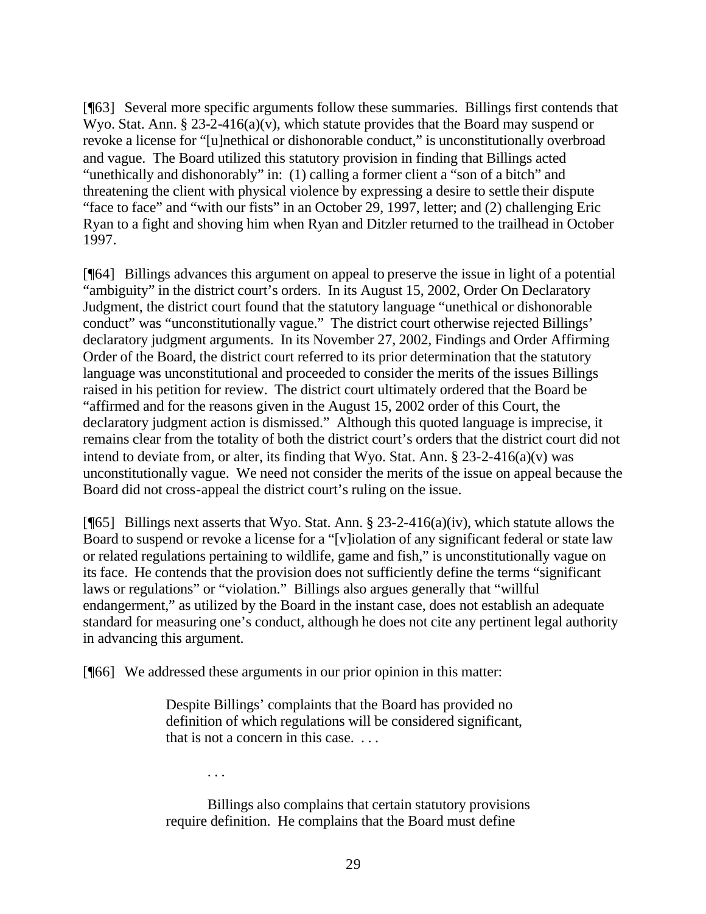[¶63] Several more specific arguments follow these summaries. Billings first contends that Wyo. Stat. Ann. § 23-2-416(a)(v), which statute provides that the Board may suspend or revoke a license for "[u]nethical or dishonorable conduct," is unconstitutionally overbroad and vague. The Board utilized this statutory provision in finding that Billings acted "unethically and dishonorably" in: (1) calling a former client a "son of a bitch" and threatening the client with physical violence by expressing a desire to settle their dispute "face to face" and "with our fists" in an October 29, 1997, letter; and (2) challenging Eric Ryan to a fight and shoving him when Ryan and Ditzler returned to the trailhead in October 1997.

[¶64] Billings advances this argument on appeal to preserve the issue in light of a potential "ambiguity" in the district court's orders. In its August 15, 2002, Order On Declaratory Judgment, the district court found that the statutory language "unethical or dishonorable conduct" was "unconstitutionally vague." The district court otherwise rejected Billings' declaratory judgment arguments. In its November 27, 2002, Findings and Order Affirming Order of the Board, the district court referred to its prior determination that the statutory language was unconstitutional and proceeded to consider the merits of the issues Billings raised in his petition for review. The district court ultimately ordered that the Board be "affirmed and for the reasons given in the August 15, 2002 order of this Court, the declaratory judgment action is dismissed." Although this quoted language is imprecise, it remains clear from the totality of both the district court's orders that the district court did not intend to deviate from, or alter, its finding that Wyo. Stat. Ann. § 23-2-416(a)(v) was unconstitutionally vague. We need not consider the merits of the issue on appeal because the Board did not cross-appeal the district court's ruling on the issue.

[¶65] Billings next asserts that Wyo. Stat. Ann. § 23-2-416(a)(iv), which statute allows the Board to suspend or revoke a license for a "[v]iolation of any significant federal or state law or related regulations pertaining to wildlife, game and fish," is unconstitutionally vague on its face. He contends that the provision does not sufficiently define the terms "significant laws or regulations" or "violation." Billings also argues generally that "willful endangerment," as utilized by the Board in the instant case, does not establish an adequate standard for measuring one's conduct, although he does not cite any pertinent legal authority in advancing this argument.

[¶66] We addressed these arguments in our prior opinion in this matter:

> Despite Billings' complaints that the Board has provided no definition of which regulations will be considered significant, that is not a concern in this case. . . .
>
> . . .
>
> Billings also complains that certain statutory provisions require definition. He complains that the Board must define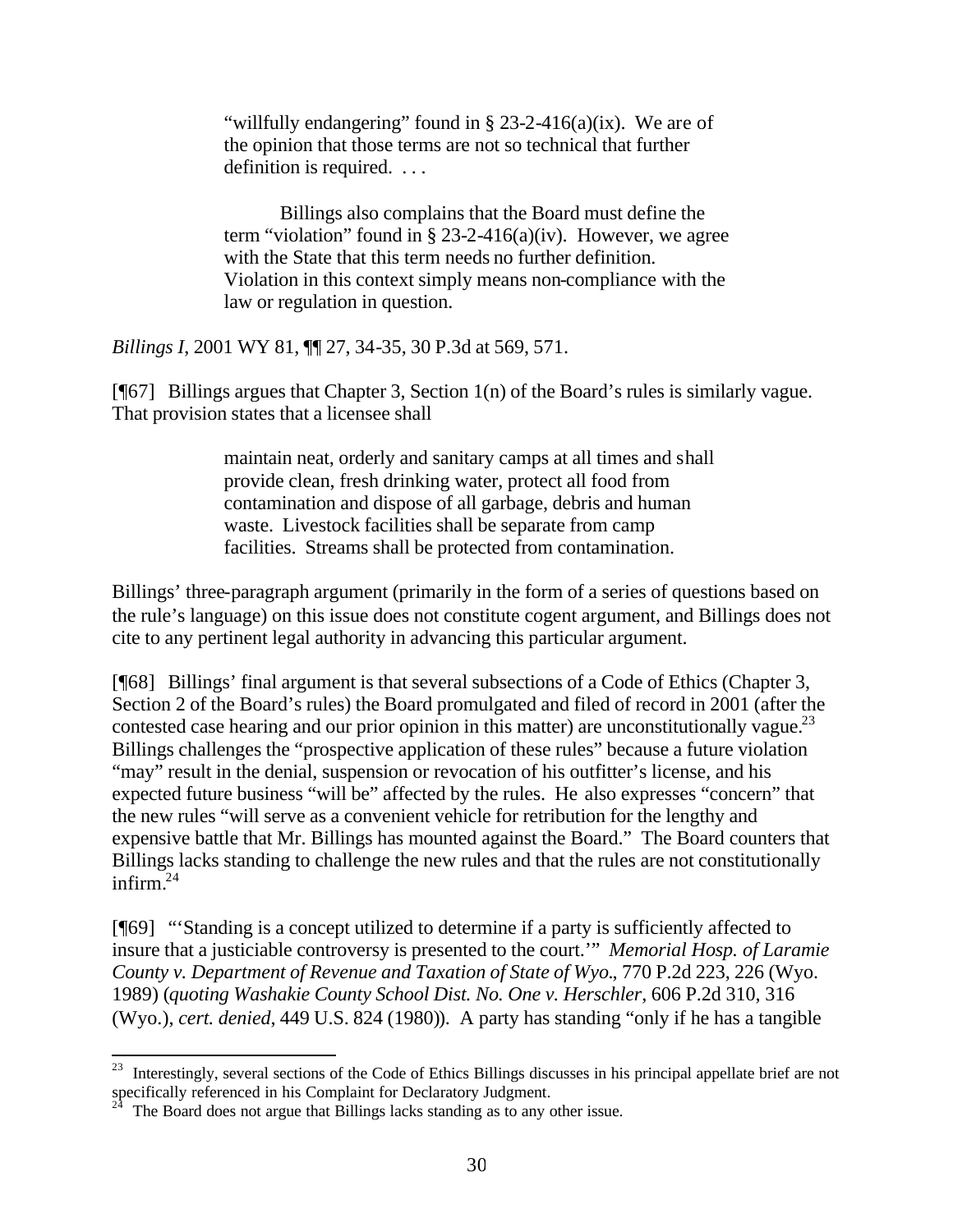> "willfully endangering" found in § 23-2-416(a)(ix). We are of the opinion that those terms are not so technical that further definition is required. . . .
>
> Billings also complains that the Board must define the term "violation" found in § 23-2-416(a)(iv). However, we agree with the State that this term needs no further definition. Violation in this context simply means non-compliance with the law or regulation in question.

*Billings I*, 2001 WY 81, ¶¶ 27, 34-35, 30 P.3d at 569, 571.

[¶67] Billings argues that Chapter 3, Section 1(n) of the Board's rules is similarly vague. That provision states that a licensee shall

> maintain neat, orderly and sanitary camps at all times and shall provide clean, fresh drinking water, protect all food from contamination and dispose of all garbage, debris and human waste. Livestock facilities shall be separate from camp facilities. Streams shall be protected from contamination.

Billings' three-paragraph argument (primarily in the form of a series of questions based on the rule's language) on this issue does not constitute cogent argument, and Billings does not cite to any pertinent legal authority in advancing this particular argument.

[¶68] Billings' final argument is that several subsections of a Code of Ethics (Chapter 3, Section 2 of the Board's rules) the Board promulgated and filed of record in 2001 (after the contested case hearing and our prior opinion in this matter) are unconstitutionally vague.[23] Billings challenges the "prospective application of these rules" because a future violation "may" result in the denial, suspension or revocation of his outfitter's license, and his expected future business "will be" affected by the rules. He also expresses "concern" that the new rules "will serve as a convenient vehicle for retribution for the lengthy and expensive battle that Mr. Billings has mounted against the Board." The Board counters that Billings lacks standing to challenge the new rules and that the rules are not constitutionally infirm.[24]

[¶69] "'Standing is a concept utilized to determine if a party is sufficiently affected to insure that a justiciable controversy is presented to the court.'" *Memorial Hosp. of Laramie County v. Department of Revenue and Taxation of State of Wyo.*, 770 P.2d 223, 226 (Wyo. 1989) (*quoting Washakie County School Dist. No. One v. Herschler*, 606 P.2d 310, 316 (Wyo.), *cert. denied*, 449 U.S. 824 (1980)). A party has standing "only if he has a tangible

---

[23] Interestingly, several sections of the Code of Ethics Billings discusses in his principal appellate brief are not specifically referenced in his Complaint for Declaratory Judgment.

[24] The Board does not argue that Billings lacks standing as to any other issue.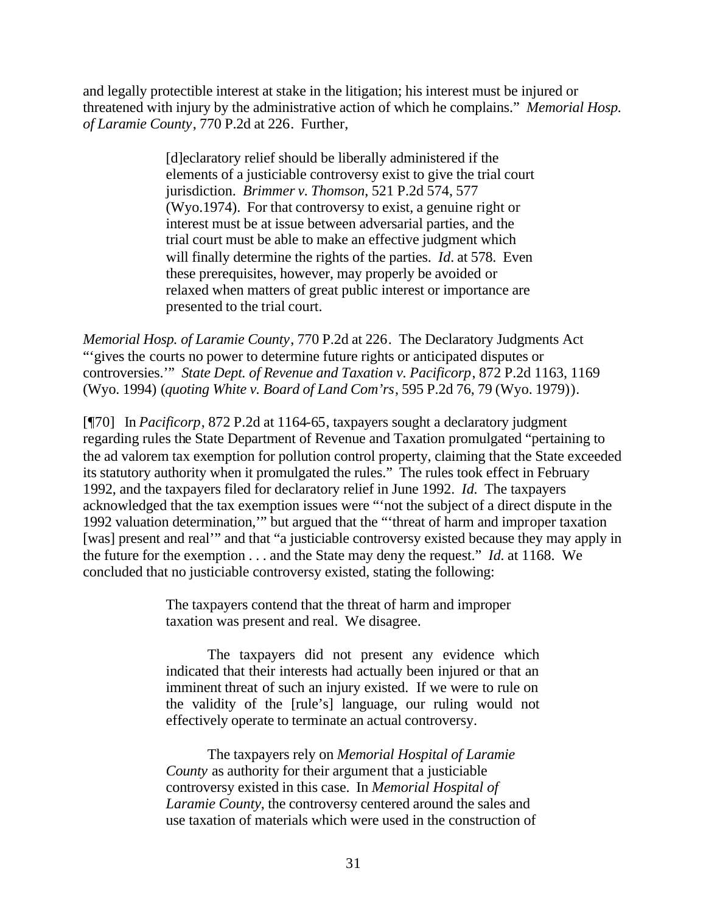and legally protectible interest at stake in the litigation; his interest must be injured or threatened with injury by the administrative action of which he complains." *Memorial Hosp. of Laramie County*, 770 P.2d at 226. Further,

> [d]eclaratory relief should be liberally administered if the elements of a justiciable controversy exist to give the trial court jurisdiction. *Brimmer v. Thomson*, 521 P.2d 574, 577 (Wyo.1974). For that controversy to exist, a genuine right or interest must be at issue between adversarial parties, and the trial court must be able to make an effective judgment which will finally determine the rights of the parties. *Id.* at 578. Even these prerequisites, however, may properly be avoided or relaxed when matters of great public interest or importance are presented to the trial court.

*Memorial Hosp. of Laramie County*, 770 P.2d at 226. The Declaratory Judgments Act "'gives the courts no power to determine future rights or anticipated disputes or controversies.'" *State Dept. of Revenue and Taxation v. Pacificorp*, 872 P.2d 1163, 1169 (Wyo. 1994) (*quoting White v. Board of Land Com'rs*, 595 P.2d 76, 79 (Wyo. 1979)).

[¶70] In *Pacificorp*, 872 P.2d at 1164-65, taxpayers sought a declaratory judgment regarding rules the State Department of Revenue and Taxation promulgated "pertaining to the ad valorem tax exemption for pollution control property, claiming that the State exceeded its statutory authority when it promulgated the rules." The rules took effect in February 1992, and the taxpayers filed for declaratory relief in June 1992. *Id.* The taxpayers acknowledged that the tax exemption issues were "'not the subject of a direct dispute in the 1992 valuation determination,'" but argued that the "'threat of harm and improper taxation [was] present and real'" and that "a justiciable controversy existed because they may apply in the future for the exemption . . . and the State may deny the request." *Id.* at 1168. We concluded that no justiciable controversy existed, stating the following:

> The taxpayers contend that the threat of harm and improper taxation was present and real. We disagree.
>
> The taxpayers did not present any evidence which indicated that their interests had actually been injured or that an imminent threat of such an injury existed. If we were to rule on the validity of the [rule's] language, our ruling would not effectively operate to terminate an actual controversy.
>
> The taxpayers rely on *Memorial Hospital of Laramie County* as authority for their argument that a justiciable controversy existed in this case. In *Memorial Hospital of Laramie County*, the controversy centered around the sales and use taxation of materials which were used in the construction of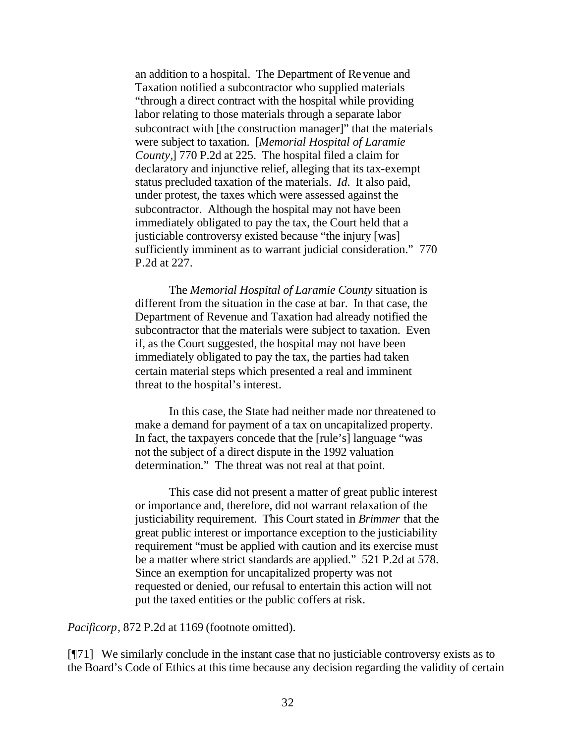an addition to a hospital. The Department of Revenue and Taxation notified a subcontractor who supplied materials "through a direct contract with the hospital while providing labor relating to those materials through a separate labor subcontract with [the construction manager]" that the materials were subject to taxation. [*Memorial Hospital of Laramie County*,] 770 P.2d at 225. The hospital filed a claim for declaratory and injunctive relief, alleging that its tax-exempt status precluded taxation of the materials. *Id.* It also paid, under protest, the taxes which were assessed against the subcontractor. Although the hospital may not have been immediately obligated to pay the tax, the Court held that a justiciable controversy existed because "the injury [was] sufficiently imminent as to warrant judicial consideration." 770 P.2d at 227.

> The *Memorial Hospital of Laramie County* situation is different from the situation in the case at bar. In that case, the Department of Revenue and Taxation had already notified the subcontractor that the materials were subject to taxation. Even if, as the Court suggested, the hospital may not have been immediately obligated to pay the tax, the parties had taken certain material steps which presented a real and imminent threat to the hospital's interest.
>
> In this case, the State had neither made nor threatened to make a demand for payment of a tax on uncapitalized property. In fact, the taxpayers concede that the [rule's] language "was not the subject of a direct dispute in the 1992 valuation determination." The threat was not real at that point.
>
> This case did not present a matter of great public interest or importance and, therefore, did not warrant relaxation of the justiciability requirement. This Court stated in *Brimmer* that the great public interest or importance exception to the justiciability requirement "must be applied with caution and its exercise must be a matter where strict standards are applied." 521 P.2d at 578. Since an exemption for uncapitalized property was not requested or denied, our refusal to entertain this action will not put the taxed entities or the public coffers at risk.

*Pacificorp*, 872 P.2d at 1169 (footnote omitted).

[¶71] We similarly conclude in the instant case that no justiciable controversy exists as to the Board's Code of Ethics at this time because any decision regarding the validity of certain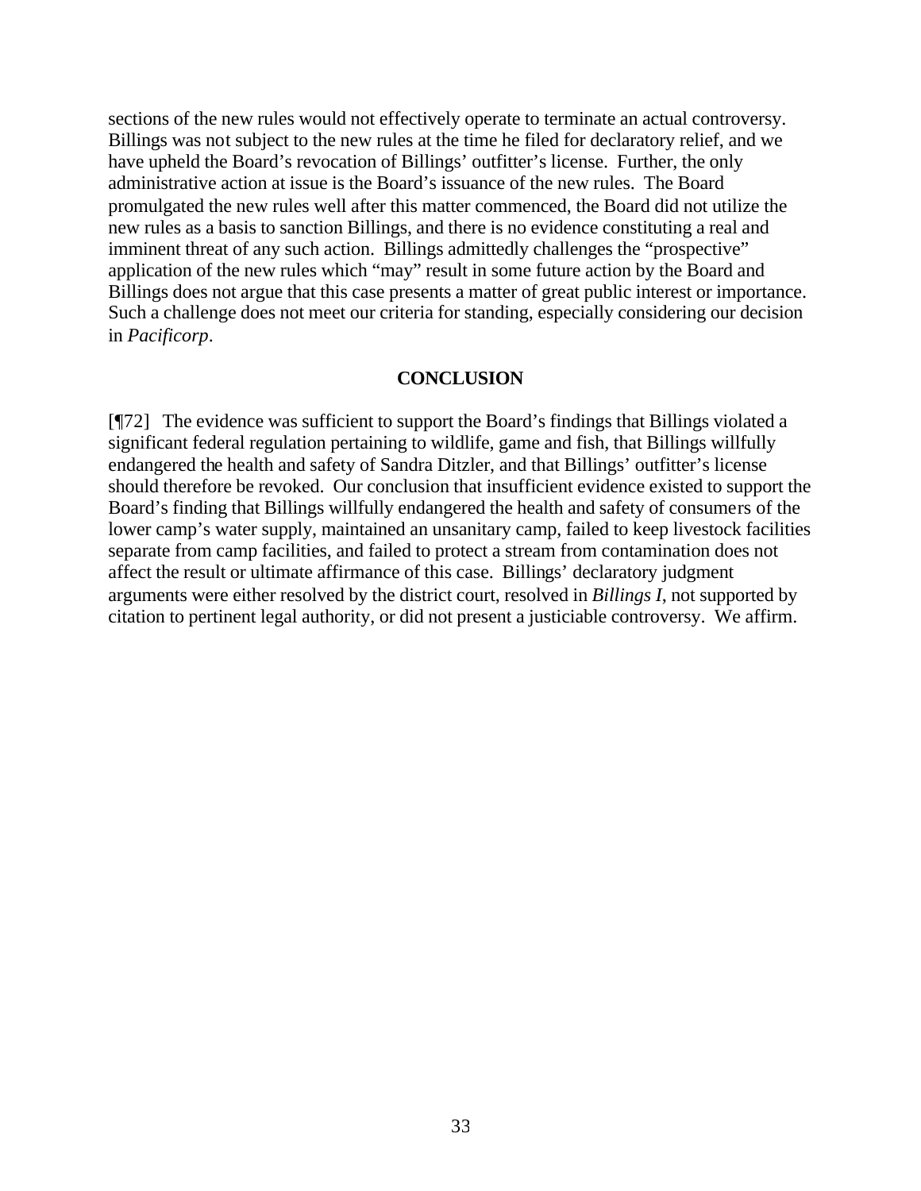sections of the new rules would not effectively operate to terminate an actual controversy. Billings was not subject to the new rules at the time he filed for declaratory relief, and we have upheld the Board's revocation of Billings' outfitter's license. Further, the only administrative action at issue is the Board's issuance of the new rules. The Board promulgated the new rules well after this matter commenced, the Board did not utilize the new rules as a basis to sanction Billings, and there is no evidence constituting a real and imminent threat of any such action. Billings admittedly challenges the "prospective" application of the new rules which "may" result in some future action by the Board and Billings does not argue that this case presents a matter of great public interest or importance. Such a challenge does not meet our criteria for standing, especially considering our decision in *Pacificorp*.

## CONCLUSION

[¶72] The evidence was sufficient to support the Board's findings that Billings violated a significant federal regulation pertaining to wildlife, game and fish, that Billings willfully endangered the health and safety of Sandra Ditzler, and that Billings' outfitter's license should therefore be revoked. Our conclusion that insufficient evidence existed to support the Board's finding that Billings willfully endangered the health and safety of consumers of the lower camp's water supply, maintained an unsanitary camp, failed to keep livestock facilities separate from camp facilities, and failed to protect a stream from contamination does not affect the result or ultimate affirmance of this case. Billings' declaratory judgment arguments were either resolved by the district court, resolved in *Billings I*, not supported by citation to pertinent legal authority, or did not present a justiciable controversy. We affirm.